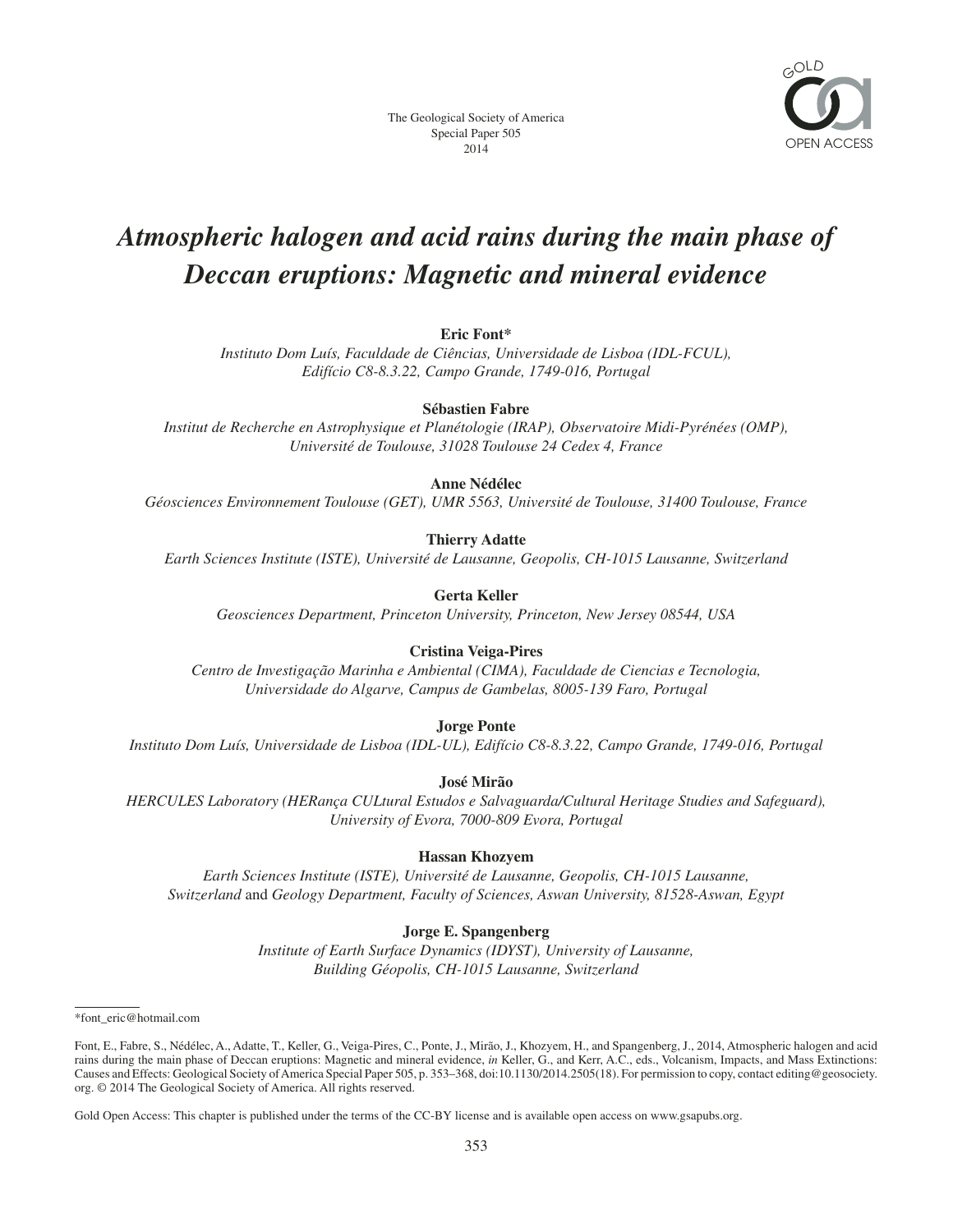The Geological Society of America
Special Paper 505
2014

GOLD OPEN ACCESS

# *Atmospheric halogen and acid rains during the main phase of Deccan eruptions: Magnetic and mineral evidence*

**Eric Font***
*Instituto Dom Luís, Faculdade de Ciências, Universidade de Lisboa (IDL-FCUL), Edifício C8-8.3.22, Campo Grande, 1749-016, Portugal*

**Sébastien Fabre**
*Institut de Recherche en Astrophysique et Planétologie (IRAP), Observatoire Midi-Pyrénées (OMP), Université de Toulouse, 31028 Toulouse 24 Cedex 4, France*

**Anne Nédélec**
*Géosciences Environnement Toulouse (GET), UMR 5563, Université de Toulouse, 31400 Toulouse, France*

**Thierry Adatte**
*Earth Sciences Institute (ISTE), Université de Lausanne, Geopolis, CH-1015 Lausanne, Switzerland*

**Gerta Keller**
*Geosciences Department, Princeton University, Princeton, New Jersey 08544, USA*

**Cristina Veiga-Pires**
*Centro de Investigação Marinha e Ambiental (CIMA), Faculdade de Ciencias e Tecnologia, Universidade do Algarve, Campus de Gambelas, 8005-139 Faro, Portugal*

**Jorge Ponte**
*Instituto Dom Luís, Universidade de Lisboa (IDL-UL), Edifício C8-8.3.22, Campo Grande, 1749-016, Portugal*

**José Mirão**
*HERCULES Laboratory (HERança CULtural Estudos e Salvaguarda/Cultural Heritage Studies and Safeguard), University of Evora, 7000-809 Evora, Portugal*

**Hassan Khozyem**
*Earth Sciences Institute (ISTE), Université de Lausanne, Geopolis, CH-1015 Lausanne, Switzerland* and *Geology Department, Faculty of Sciences, Aswan University, 81528-Aswan, Egypt*

**Jorge E. Spangenberg**
*Institute of Earth Surface Dynamics (IDYST), University of Lausanne, Building Géopolis, CH-1015 Lausanne, Switzerland*

---

*font_eric@hotmail.com

Font, E., Fabre, S., Nédélec, A., Adatte, T., Keller, G., Veiga-Pires, C., Ponte, J., Mirão, J., Khozyem, H., and Spangenberg, J., 2014, Atmospheric halogen and acid rains during the main phase of Deccan eruptions: Magnetic and mineral evidence, *in* Keller, G., and Kerr, A.C., eds., Volcanism, Impacts, and Mass Extinctions: Causes and Effects: Geological Society of America Special Paper 505, p. 353–368, doi:10.1130/2014.2505(18). For permission to copy, contact editing@geosociety.org. © 2014 The Geological Society of America. All rights reserved.

Gold Open Access: This chapter is published under the terms of the CC-BY license and is available open access on www.gsapubs.org.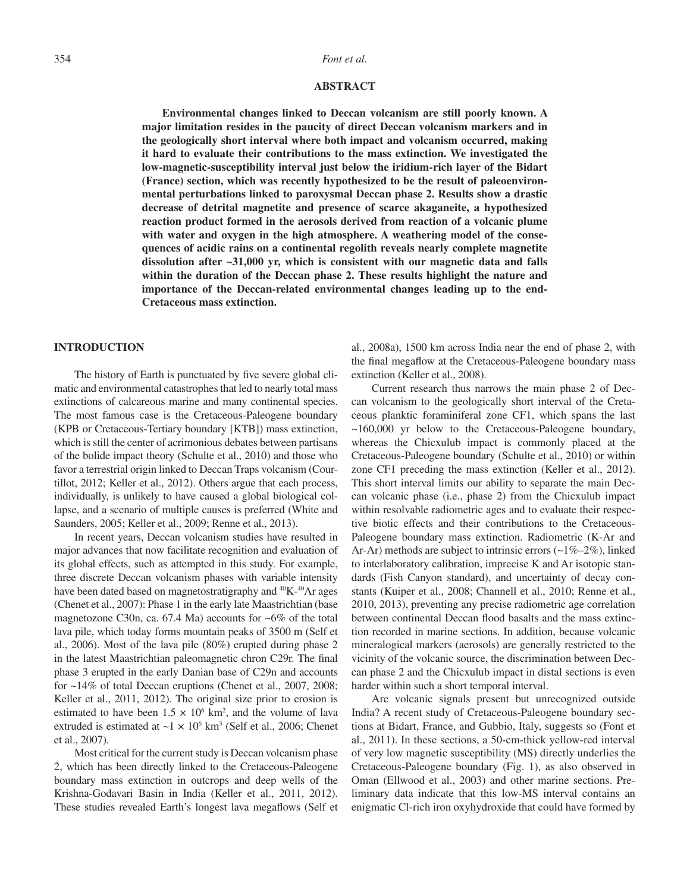## ABSTRACT

**Environmental changes linked to Deccan volcanism are still poorly known. A major limitation resides in the paucity of direct Deccan volcanism markers and in the geologically short interval where both impact and volcanism occurred, making it hard to evaluate their contributions to the mass extinction. We investigated the low-magnetic-susceptibility interval just below the iridium-rich layer of the Bidart (France) section, which was recently hypothesized to be the result of paleoenvironmental perturbations linked to paroxysmal Deccan phase 2. Results show a drastic decrease of detrital magnetite and presence of scarce akaganeite, a hypothesized reaction product formed in the aerosols derived from reaction of a volcanic plume with water and oxygen in the high atmosphere. A weathering model of the consequences of acidic rains on a continental regolith reveals nearly complete magnetite dissolution after ~31,000 yr, which is consistent with our magnetic data and falls within the duration of the Deccan phase 2. These results highlight the nature and importance of the Deccan-related environmental changes leading up to the end-Cretaceous mass extinction.**

## INTRODUCTION

The history of Earth is punctuated by five severe global climatic and environmental catastrophes that led to nearly total mass extinctions of calcareous marine and many continental species. The most famous case is the Cretaceous-Paleogene boundary (KPB or Cretaceous-Tertiary boundary [KTB]) mass extinction, which is still the center of acrimonious debates between partisans of the bolide impact theory (Schulte et al., 2010) and those who favor a terrestrial origin linked to Deccan Traps volcanism (Courtillot, 2012; Keller et al., 2012). Others argue that each process, individually, is unlikely to have caused a global biological collapse, and a scenario of multiple causes is preferred (White and Saunders, 2005; Keller et al., 2009; Renne et al., 2013).

In recent years, Deccan volcanism studies have resulted in major advances that now facilitate recognition and evaluation of its global effects, such as attempted in this study. For example, three discrete Deccan volcanism phases with variable intensity have been dated based on magnetostratigraphy and $^{40}K$-$^{40}Ar$ ages (Chenet et al., 2007): Phase 1 in the early late Maastrichtian (base magnetozone C30n, ca. 67.4 Ma) accounts for ~6% of the total lava pile, which today forms mountain peaks of 3500 m (Self et al., 2006). Most of the lava pile (80%) erupted during phase 2 in the latest Maastrichtian paleomagnetic chron C29r. The final phase 3 erupted in the early Danian base of C29n and accounts for ~14% of total Deccan eruptions (Chenet et al., 2007, 2008; Keller et al., 2011, 2012). The original size prior to erosion is estimated to have been $1.5 \times 10^6$ km$^2$, and the volume of lava extruded is estimated at ~$1 \times 10^6$ km$^3$ (Self et al., 2006; Chenet et al., 2007).

Most critical for the current study is Deccan volcanism phase 2, which has been directly linked to the Cretaceous-Paleogene boundary mass extinction in outcrops and deep wells of the Krishna-Godavari Basin in India (Keller et al., 2011, 2012). These studies revealed Earth's longest lava megaflows (Self et al., 2008a), 1500 km across India near the end of phase 2, with the final megaflow at the Cretaceous-Paleogene boundary mass extinction (Keller et al., 2008).

Current research thus narrows the main phase 2 of Deccan volcanism to the geologically short interval of the Cretaceous planktic foraminiferal zone CF1, which spans the last ~160,000 yr below to the Cretaceous-Paleogene boundary, whereas the Chicxulub impact is commonly placed at the Cretaceous-Paleogene boundary (Schulte et al., 2010) or within zone CF1 preceding the mass extinction (Keller et al., 2012). This short interval limits our ability to separate the main Deccan volcanic phase (i.e., phase 2) from the Chicxulub impact within resolvable radiometric ages and to evaluate their respective biotic effects and their contributions to the Cretaceous-Paleogene boundary mass extinction. Radiometric (K-Ar and Ar-Ar) methods are subject to intrinsic errors (~1%–2%), linked to interlaboratory calibration, imprecise K and Ar isotopic standards (Fish Canyon standard), and uncertainty of decay constants (Kuiper et al., 2008; Channell et al., 2010; Renne et al., 2010, 2013), preventing any precise radiometric age correlation between continental Deccan flood basalts and the mass extinction recorded in marine sections. In addition, because volcanic mineralogical markers (aerosols) are generally restricted to the vicinity of the volcanic source, the discrimination between Deccan phase 2 and the Chicxulub impact in distal sections is even harder within such a short temporal interval.

Are volcanic signals present but unrecognized outside India? A recent study of Cretaceous-Paleogene boundary sections at Bidart, France, and Gubbio, Italy, suggests so (Font et al., 2011). In these sections, a 50-cm-thick yellow-red interval of very low magnetic susceptibility (MS) directly underlies the Cretaceous-Paleogene boundary (Fig. 1), as also observed in Oman (Ellwood et al., 2003) and other marine sections. Preliminary data indicate that this low-MS interval contains an enigmatic Cl-rich iron oxyhydroxide that could have formed by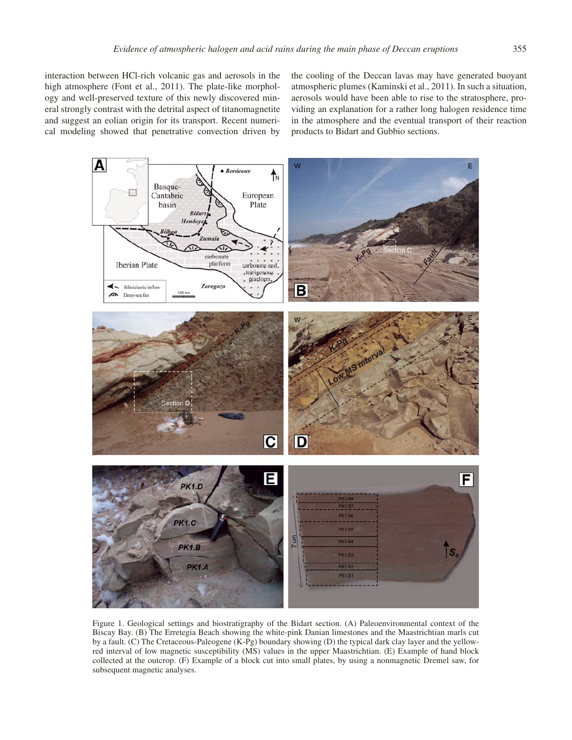interaction between HCl-rich volcanic gas and aerosols in the high atmosphere (Font et al., 2011). The plate-like morphology and well-preserved texture of this newly discovered mineral strongly contrast with the detrital aspect of titanomagnetite and suggest an eolian origin for its transport. Recent numerical modeling showed that penetrative convection driven by the cooling of the Deccan lavas may have generated buoyant atmospheric plumes (Kaminski et al., 2011). In such a situation, aerosols would have been able to rise to the stratosphere, providing an explanation for a rather long halogen residence time in the atmosphere and the eventual transport of their reaction products to Bidart and Gubbio sections.

Figure 1. Geological settings and biostratigraphy of the Bidart section. (A) Paleoenvironmental context of the Biscay Bay. (B) The Erretegia Beach showing the white-pink Danian limestones and the Maastrichtian marls cut by a fault. (C) The Cretaceous-Paleogene (K-Pg) boundary showing (D) the typical dark clay layer and the yellow-red interval of low magnetic susceptibility (MS) values in the upper Maastrichtian. (E) Example of hand block collected at the outcrop. (F) Example of a block cut into small plates, by using a nonmagnetic Dremel saw, for subsequent magnetic analyses.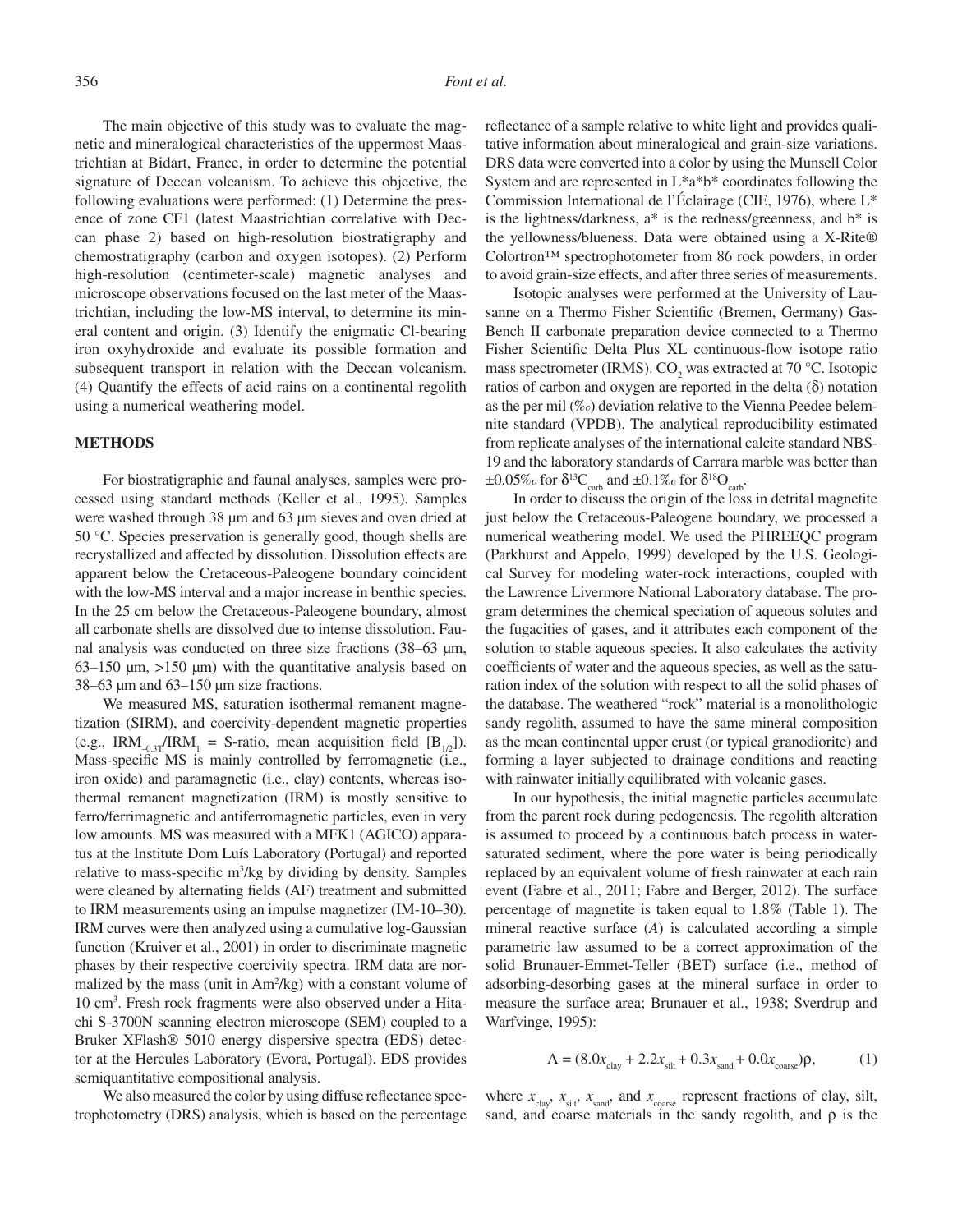The main objective of this study was to evaluate the magnetic and mineralogical characteristics of the uppermost Maastrichtian at Bidart, France, in order to determine the potential signature of Deccan volcanism. To achieve this objective, the following evaluations were performed: (1) Determine the presence of zone CF1 (latest Maastrichtian correlative with Deccan phase 2) based on high-resolution biostratigraphy and chemostratigraphy (carbon and oxygen isotopes). (2) Perform high-resolution (centimeter-scale) magnetic analyses and microscope observations focused on the last meter of the Maastrichtian, including the low-MS interval, to determine its mineral content and origin. (3) Identify the enigmatic Cl-bearing iron oxyhydroxide and evaluate its possible formation and subsequent transport in relation with the Deccan volcanism. (4) Quantify the effects of acid rains on a continental regolith using a numerical weathering model.

## METHODS

For biostratigraphic and faunal analyses, samples were processed using standard methods (Keller et al., 1995). Samples were washed through 38 µm and 63 µm sieves and oven dried at 50 °C. Species preservation is generally good, though shells are recrystallized and affected by dissolution. Dissolution effects are apparent below the Cretaceous-Paleogene boundary coincident with the low-MS interval and a major increase in benthic species. In the 25 cm below the Cretaceous-Paleogene boundary, almost all carbonate shells are dissolved due to intense dissolution. Faunal analysis was conducted on three size fractions (38–63 µm, 63–150 µm, >150 µm) with the quantitative analysis based on 38–63 µm and 63–150 µm size fractions.

We measured MS, saturation isothermal remanent magnetization (SIRM), and coercivity-dependent magnetic properties (e.g., $IRM_{-0.3T}/IRM_1$ = S-ratio, mean acquisition field [$B_{1/2}$]). Mass-specific MS is mainly controlled by ferromagnetic (i.e., iron oxide) and paramagnetic (i.e., clay) contents, whereas isothermal remanent magnetization (IRM) is mostly sensitive to ferro/ferrimagnetic and antiferromagnetic particles, even in very low amounts. MS was measured with a MFK1 (AGICO) apparatus at the Institute Dom Luís Laboratory (Portugal) and reported relative to mass-specific $m^3/kg$ by dividing by density. Samples were cleaned by alternating fields (AF) treatment and submitted to IRM measurements using an impulse magnetizer (IM-10–30). IRM curves were then analyzed using a cumulative log-Gaussian function (Kruiver et al., 2001) in order to discriminate magnetic phases by their respective coercivity spectra. IRM data are normalized by the mass (unit in $Am^2/kg$) with a constant volume of 10 $cm^3$. Fresh rock fragments were also observed under a Hitachi S-3700N scanning electron microscope (SEM) coupled to a Bruker XFlash® 5010 energy dispersive spectra (EDS) detector at the Hercules Laboratory (Evora, Portugal). EDS provides semiquantitative compositional analysis.

We also measured the color by using diffuse reflectance spectrophotometry (DRS) analysis, which is based on the percentage reflectance of a sample relative to white light and provides qualitative information about mineralogical and grain-size variations. DRS data were converted into a color by using the Munsell Color System and are represented in L*a*b* coordinates following the Commission International de l'Éclairage (CIE, 1976), where L* is the lightness/darkness, a* is the redness/greenness, and b* is the yellowness/blueness. Data were obtained using a X-Rite® Colortron™ spectrophotometer from 86 rock powders, in order to avoid grain-size effects, and after three series of measurements.

Isotopic analyses were performed at the University of Lausanne on a Thermo Fisher Scientific (Bremen, Germany) Gas-Bench II carbonate preparation device connected to a Thermo Fisher Scientific Delta Plus XL continuous-flow isotope ratio mass spectrometer (IRMS). $CO_2$ was extracted at 70 °C. Isotopic ratios of carbon and oxygen are reported in the delta (δ) notation as the per mil (‰) deviation relative to the Vienna Peedee belemnite standard (VPDB). The analytical reproducibility estimated from replicate analyses of the international calcite standard NBS-19 and the laboratory standards of Carrara marble was better than ±0.05‰ for $\delta^{13}C_{carb}$ and ±0.1‰ for $\delta^{18}O_{carb}$.

In order to discuss the origin of the loss in detrital magnetite just below the Cretaceous-Paleogene boundary, we processed a numerical weathering model. We used the PHREEQC program (Parkhurst and Appelo, 1999) developed by the U.S. Geological Survey for modeling water-rock interactions, coupled with the Lawrence Livermore National Laboratory database. The program determines the chemical speciation of aqueous solutes and the fugacities of gases, and it attributes each component of the solution to stable aqueous species. It also calculates the activity coefficients of water and the aqueous species, as well as the saturation index of the solution with respect to all the solid phases of the database. The weathered "rock" material is a monolithologic sandy regolith, assumed to have the same mineral composition as the mean continental upper crust (or typical granodiorite) and forming a layer subjected to drainage conditions and reacting with rainwater initially equilibrated with volcanic gases.

In our hypothesis, the initial magnetic particles accumulate from the parent rock during pedogenesis. The regolith alteration is assumed to proceed by a continuous batch process in water-saturated sediment, where the pore water is being periodically replaced by an equivalent volume of fresh rainwater at each rain event (Fabre et al., 2011; Fabre and Berger, 2012). The surface percentage of magnetite is taken equal to 1.8% (Table 1). The mineral reactive surface ($A$) is calculated according a simple parametric law assumed to be a correct approximation of the solid Brunauer-Emmet-Teller (BET) surface (i.e., method of adsorbing-desorbing gases at the mineral surface in order to measure the surface area; Brunauer et al., 1938; Sverdrup and Warfvinge, 1995):

$$A = (8.0x_{clay} + 2.2x_{silt} + 0.3x_{sand} + 0.0x_{coarse})\rho, \tag{1}$$

where $x_{clay}$, $x_{silt}$, $x_{sand}$, and $x_{coarse}$ represent fractions of clay, silt, sand, and coarse materials in the sandy regolith, and ρ is the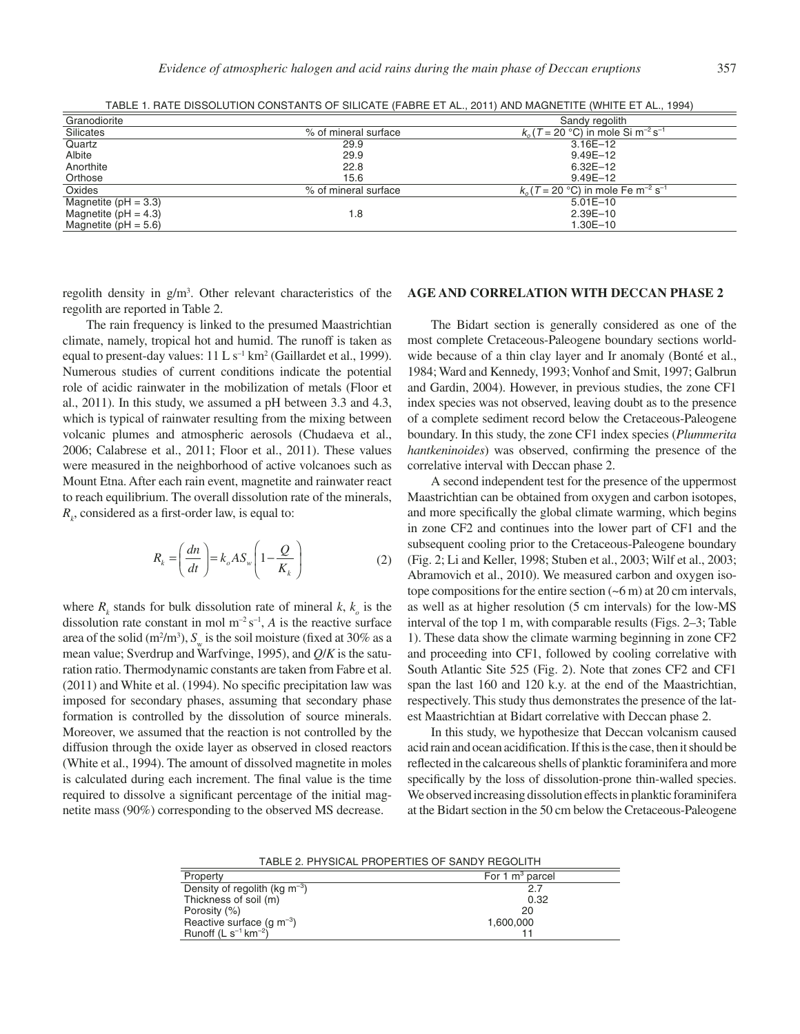TABLE 1. RATE DISSOLUTION CONSTANTS OF SILICATE (FABRE ET AL., 2011) AND MAGNETITE (WHITE ET AL., 1994)

| Granodiorite | | Sandy regolith |
|---|---|---|
| Silicates | % of mineral surface | $k_o$ ($T$ = 20 °C) in mole Si m$^{-2}$ s$^{-1}$ |
| Quartz | 29.9 | 3.16E–12 |
| Albite | 29.9 | 9.49E–12 |
| Anorthite | 22.8 | 6.32E–12 |
| Orthose | 15.6 | 9.49E–12 |
| Oxides | % of mineral surface | $k_o$ ($T$ = 20 °C) in mole Fe m$^{-2}$ s$^{-1}$ |
| Magnetite (pH = 3.3) | | 5.01E–10 |
| Magnetite (pH = 4.3) | 1.8 | 2.39E–10 |
| Magnetite (pH = 5.6) | | 1.30E–10 |

regolith density in g/m$^3$. Other relevant characteristics of the regolith are reported in Table 2.

The rain frequency is linked to the presumed Maastrichtian climate, namely, tropical hot and humid. The runoff is taken as equal to present-day values: 11 L s$^{-1}$ km$^2$ (Gaillardet et al., 1999). Numerous studies of current conditions indicate the potential role of acidic rainwater in the mobilization of metals (Floor et al., 2011). In this study, we assumed a pH between 3.3 and 4.3, which is typical of rainwater resulting from the mixing between volcanic plumes and atmospheric aerosols (Chudaeva et al., 2006; Calabrese et al., 2011; Floor et al., 2011). These values were measured in the neighborhood of active volcanoes such as Mount Etna. After each rain event, magnetite and rainwater react to reach equilibrium. The overall dissolution rate of the minerals, $R_k$, considered as a first-order law, is equal to:

$$R_k = \left(\frac{dn}{dt}\right) = k_o A S_w \left(1 - \frac{Q}{K_k}\right) \quad (2)$$

where $R_k$ stands for bulk dissolution rate of mineral $k$, $k_o$ is the dissolution rate constant in mol m$^{-2}$ s$^{-1}$, $A$ is the reactive surface area of the solid (m$^2$/m$^3$), $S_w$ is the soil moisture (fixed at 30% as a mean value; Sverdrup and Warfvinge, 1995), and $Q/K$ is the saturation ratio. Thermodynamic constants are taken from Fabre et al. (2011) and White et al. (1994). No specific precipitation law was imposed for secondary phases, assuming that secondary phase formation is controlled by the dissolution of source minerals. Moreover, we assumed that the reaction is not controlled by the diffusion through the oxide layer as observed in closed reactors (White et al., 1994). The amount of dissolved magnetite in moles is calculated during each increment. The final value is the time required to dissolve a significant percentage of the initial magnetite mass (90%) corresponding to the observed MS decrease.

## AGE AND CORRELATION WITH DECCAN PHASE 2

The Bidart section is generally considered as one of the most complete Cretaceous-Paleogene boundary sections worldwide because of a thin clay layer and Ir anomaly (Bonté et al., 1984; Ward and Kennedy, 1993; Vonhof and Smit, 1997; Galbrun and Gardin, 2004). However, in previous studies, the zone CF1 index species was not observed, leaving doubt as to the presence of a complete sediment record below the Cretaceous-Paleogene boundary. In this study, the zone CF1 index species (*Plummerita hantkeninoides*) was observed, confirming the presence of the correlative interval with Deccan phase 2.

A second independent test for the presence of the uppermost Maastrichtian can be obtained from oxygen and carbon isotopes, and more specifically the global climate warming, which begins in zone CF2 and continues into the lower part of CF1 and the subsequent cooling prior to the Cretaceous-Paleogene boundary (Fig. 2; Li and Keller, 1998; Stuben et al., 2003; Wilf et al., 2003; Abramovich et al., 2010). We measured carbon and oxygen isotope compositions for the entire section (~6 m) at 20 cm intervals, as well as at higher resolution (5 cm intervals) for the low-MS interval of the top 1 m, with comparable results (Figs. 2–3; Table 1). These data show the climate warming beginning in zone CF2 and proceeding into CF1, followed by cooling correlative with South Atlantic Site 525 (Fig. 2). Note that zones CF2 and CF1 span the last 160 and 120 k.y. at the end of the Maastrichtian, respectively. This study thus demonstrates the presence of the latest Maastrichtian at Bidart correlative with Deccan phase 2.

In this study, we hypothesize that Deccan volcanism caused acid rain and ocean acidification. If this is the case, then it should be reflected in the calcareous shells of planktic foraminifera and more specifically by the loss of dissolution-prone thin-walled species. We observed increasing dissolution effects in planktic foraminifera at the Bidart section in the 50 cm below the Cretaceous-Paleogene

TABLE 2. PHYSICAL PROPERTIES OF SANDY REGOLITH

| Property | For 1 m$^3$ parcel |
|---|---|
| Density of regolith (kg m$^{-3}$) | 2.7 |
| Thickness of soil (m) | 0.32 |
| Porosity (%) | 20 |
| Reactive surface (g m$^{-3}$) | 1,600,000 |
| Runoff (L s$^{-1}$ km$^{-2}$) | 11 |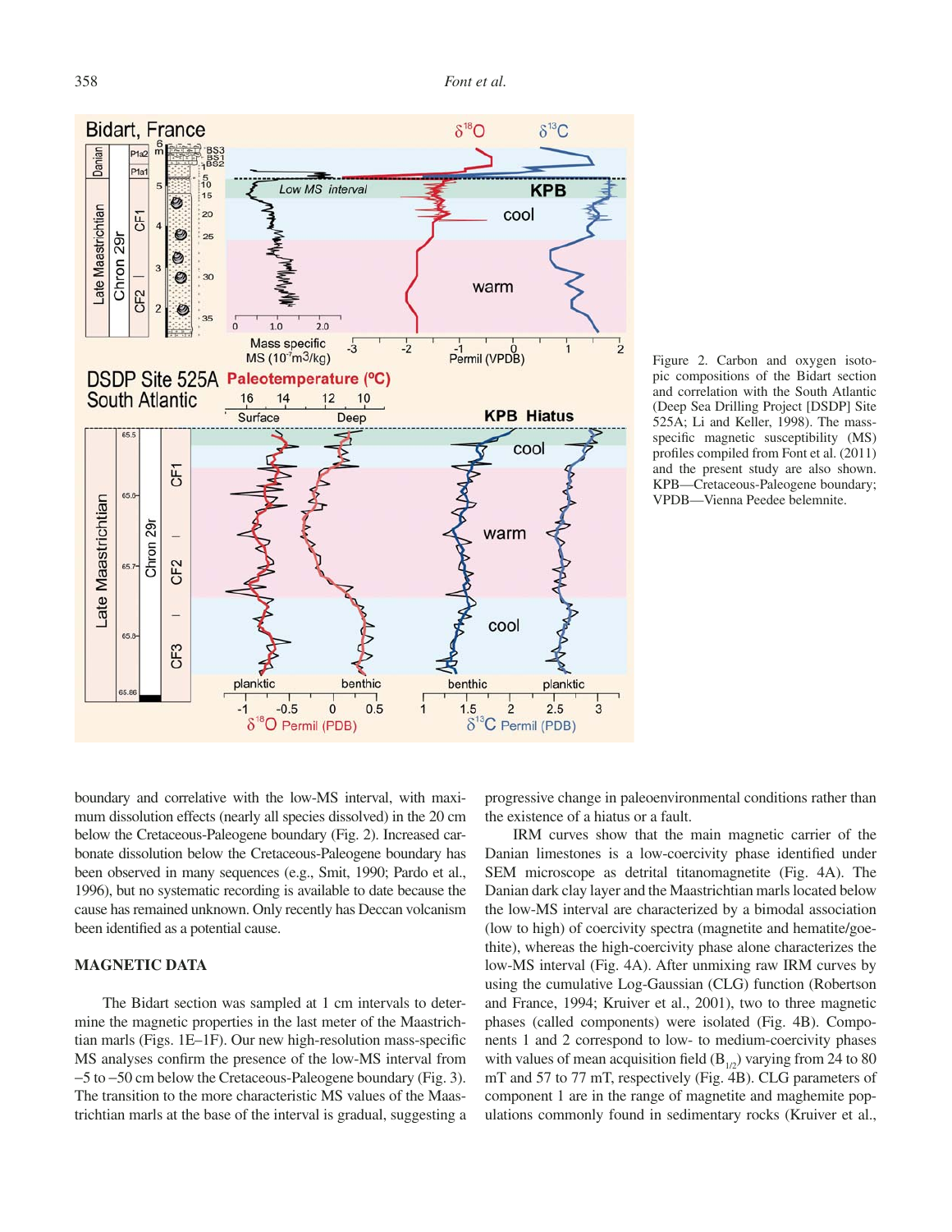Figure 2. Carbon and oxygen isotopic compositions of the Bidart section and correlation with the South Atlantic (Deep Sea Drilling Project [DSDP] Site 525A; Li and Keller, 1998). The mass-specific magnetic susceptibility (MS) profiles compiled from Font et al. (2011) and the present study are also shown. KPB—Cretaceous-Paleogene boundary; VPDB—Vienna Peedee belemnite.

boundary and correlative with the low-MS interval, with maximum dissolution effects (nearly all species dissolved) in the 20 cm below the Cretaceous-Paleogene boundary (Fig. 2). Increased carbonate dissolution below the Cretaceous-Paleogene boundary has been observed in many sequences (e.g., Smit, 1990; Pardo et al., 1996), but no systematic recording is available to date because the cause has remained unknown. Only recently has Deccan volcanism been identified as a potential cause.

## MAGNETIC DATA

The Bidart section was sampled at 1 cm intervals to determine the magnetic properties in the last meter of the Maastrichtian marls (Figs. 1E–1F). Our new high-resolution mass-specific MS analyses confirm the presence of the low-MS interval from −5 to −50 cm below the Cretaceous-Paleogene boundary (Fig. 3). The transition to the more characteristic MS values of the Maastrichtian marls at the base of the interval is gradual, suggesting a progressive change in paleoenvironmental conditions rather than the existence of a hiatus or a fault.

IRM curves show that the main magnetic carrier of the Danian limestones is a low-coercivity phase identified under SEM microscope as detrital titanomagnetite (Fig. 4A). The Danian dark clay layer and the Maastrichtian marls located below the low-MS interval are characterized by a bimodal association (low to high) of coercivity spectra (magnetite and hematite/goethite), whereas the high-coercivity phase alone characterizes the low-MS interval (Fig. 4A). After unmixing raw IRM curves by using the cumulative Log-Gaussian (CLG) function (Robertson and France, 1994; Kruiver et al., 2001), two to three magnetic phases (called components) were isolated (Fig. 4B). Components 1 and 2 correspond to low- to medium-coercivity phases with values of mean acquisition field ($B_{1/2}$) varying from 24 to 80 mT and 57 to 77 mT, respectively (Fig. 4B). CLG parameters of component 1 are in the range of magnetite and maghemite populations commonly found in sedimentary rocks (Kruiver et al.,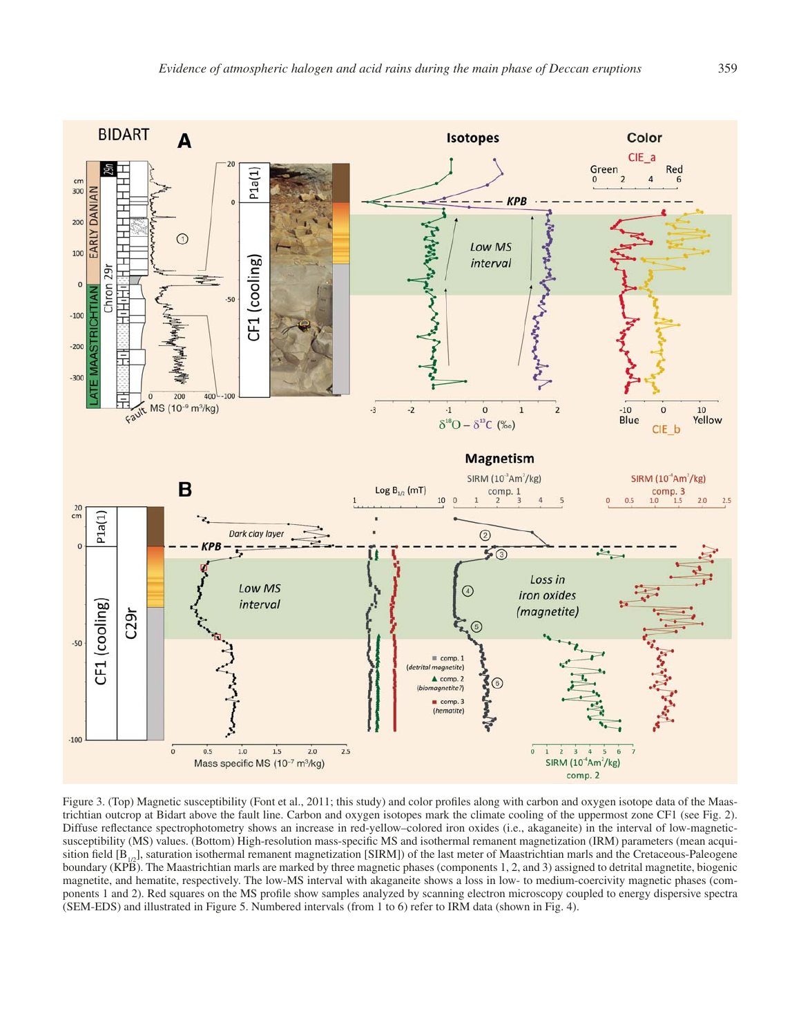Figure 3. (Top) Magnetic susceptibility (Font et al., 2011; this study) and color profiles along with carbon and oxygen isotope data of the Maastrichtian outcrop at Bidart above the fault line. Carbon and oxygen isotopes mark the climate cooling of the uppermost zone CF1 (see Fig. 2). Diffuse reflectance spectrophotometry shows an increase in red-yellow–colored iron oxides (i.e., akaganeite) in the interval of low-magnetic-susceptibility (MS) values. (Bottom) High-resolution mass-specific MS and isothermal remanent magnetization (IRM) parameters (mean acquisition field [$B_{1/2}$], saturation isothermal remanent magnetization [SIRM]) of the last meter of Maastrichtian marls and the Cretaceous-Paleogene boundary (KPB). The Maastrichtian marls are marked by three magnetic phases (components 1, 2, and 3) assigned to detrital magnetite, biogenic magnetite, and hematite, respectively. The low-MS interval with akaganeite shows a loss in low- to medium-coercivity magnetic phases (components 1 and 2). Red squares on the MS profile show samples analyzed by scanning electron microscopy coupled to energy dispersive spectra (SEM-EDS) and illustrated in Figure 5. Numbered intervals (from 1 to 6) refer to IRM data (shown in Fig. 4).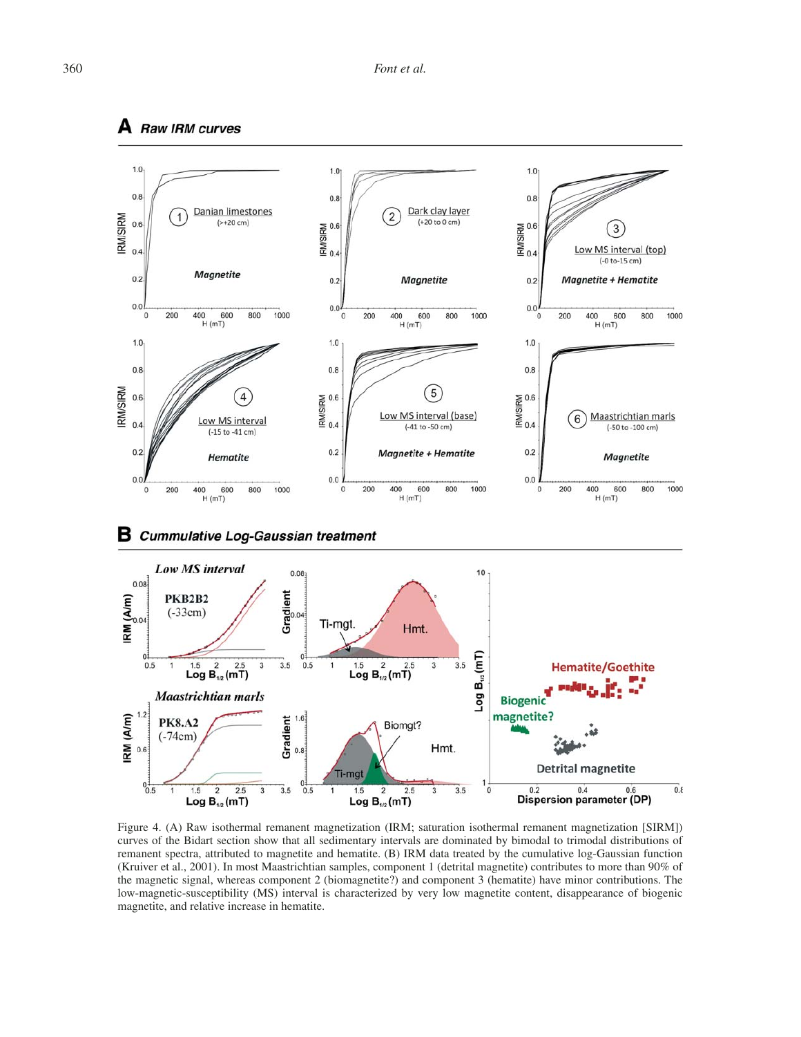Figure 4. (A) Raw isothermal remanent magnetization (IRM; saturation isothermal remanent magnetization [SIRM]) curves of the Bidart section show that all sedimentary intervals are dominated by bimodal to trimodal distributions of remanent spectra, attributed to magnetite and hematite. (B) IRM data treated by the cumulative log-Gaussian function (Kruiver et al., 2001). In most Maastrichtian samples, component 1 (detrital magnetite) contributes to more than 90% of the magnetic signal, whereas component 2 (biomagnetite?) and component 3 (hematite) have minor contributions. The low-magnetic-susceptibility (MS) interval is characterized by very low magnetite content, disappearance of biogenic magnetite, and relative increase in hematite.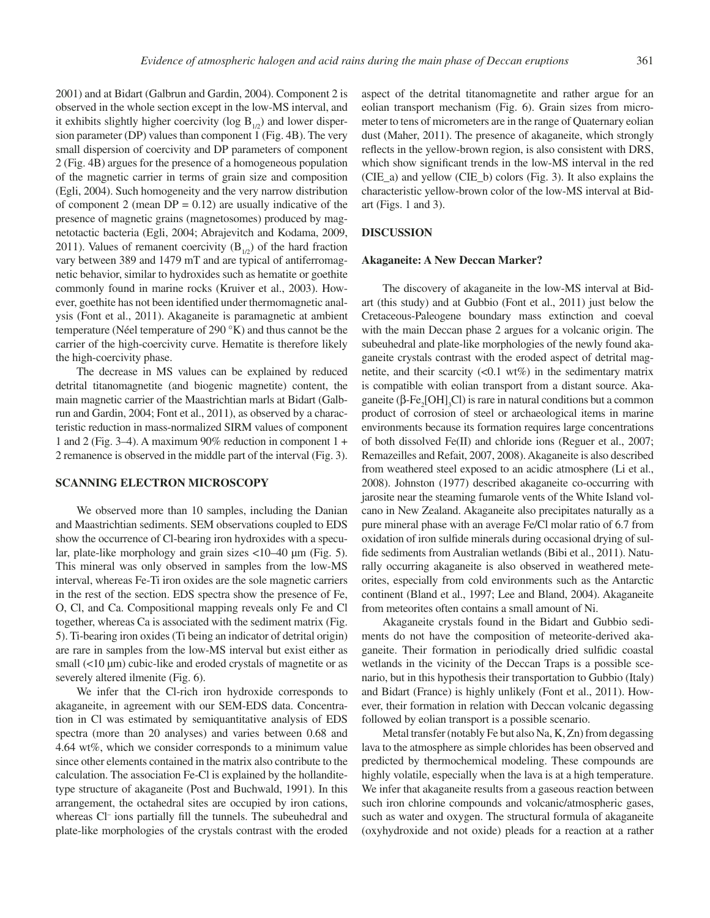2001) and at Bidart (Galbrun and Gardin, 2004). Component 2 is observed in the whole section except in the low-MS interval, and it exhibits slightly higher coercivity (log $B_{1/2}$) and lower dispersion parameter (DP) values than component 1 (Fig. 4B). The very small dispersion of coercivity and DP parameters of component 2 (Fig. 4B) argues for the presence of a homogeneous population of the magnetic carrier in terms of grain size and composition (Egli, 2004). Such homogeneity and the very narrow distribution of component 2 (mean DP = 0.12) are usually indicative of the presence of magnetic grains (magnetosomes) produced by magnetotactic bacteria (Egli, 2004; Abrajevitch and Kodama, 2009, 2011). Values of remanent coercivity ($B_{1/2}$) of the hard fraction vary between 389 and 1479 mT and are typical of antiferromagnetic behavior, similar to hydroxides such as hematite or goethite commonly found in marine rocks (Kruiver et al., 2003). However, goethite has not been identified under thermomagnetic analysis (Font et al., 2011). Akaganeite is paramagnetic at ambient temperature (Néel temperature of 290 °K) and thus cannot be the carrier of the high-coercivity curve. Hematite is therefore likely the high-coercivity phase.

The decrease in MS values can be explained by reduced detrital titanomagnetite (and biogenic magnetite) content, the main magnetic carrier of the Maastrichtian marls at Bidart (Galbrun and Gardin, 2004; Font et al., 2011), as observed by a characteristic reduction in mass-normalized SIRM values of component 1 and 2 (Fig. 3–4). A maximum 90% reduction in component 1 + 2 remanence is observed in the middle part of the interval (Fig. 3).

## SCANNING ELECTRON MICROSCOPY

We observed more than 10 samples, including the Danian and Maastrichtian sediments. SEM observations coupled to EDS show the occurrence of Cl-bearing iron hydroxides with a specular, plate-like morphology and grain sizes <10–40 µm (Fig. 5). This mineral was only observed in samples from the low-MS interval, whereas Fe-Ti iron oxides are the sole magnetic carriers in the rest of the section. EDS spectra show the presence of Fe, O, Cl, and Ca. Compositional mapping reveals only Fe and Cl together, whereas Ca is associated with the sediment matrix (Fig. 5). Ti-bearing iron oxides (Ti being an indicator of detrital origin) are rare in samples from the low-MS interval but exist either as small (<10 µm) cubic-like and eroded crystals of magnetite or as severely altered ilmenite (Fig. 6).

We infer that the Cl-rich iron hydroxide corresponds to akaganeite, in agreement with our SEM-EDS data. Concentration in Cl was estimated by semiquantitative analysis of EDS spectra (more than 20 analyses) and varies between 0.68 and 4.64 wt%, which we consider corresponds to a minimum value since other elements contained in the matrix also contribute to the calculation. The association Fe-Cl is explained by the hollandite-type structure of akaganeite (Post and Buchwald, 1991). In this arrangement, the octahedral sites are occupied by iron cations, whereas $Cl^-$ ions partially fill the tunnels. The subeuhedral and plate-like morphologies of the crystals contrast with the eroded aspect of the detrital titanomagnetite and rather argue for an eolian transport mechanism (Fig. 6). Grain sizes from micrometer to tens of micrometers are in the range of Quaternary eolian dust (Maher, 2011). The presence of akaganeite, which strongly reflects in the yellow-brown region, is also consistent with DRS, which show significant trends in the low-MS interval in the red (CIE_a) and yellow (CIE_b) colors (Fig. 3). It also explains the characteristic yellow-brown color of the low-MS interval at Bidart (Figs. 1 and 3).

## DISCUSSION

### Akaganeite: A New Deccan Marker?

The discovery of akaganeite in the low-MS interval at Bidart (this study) and at Gubbio (Font et al., 2011) just below the Cretaceous-Paleogene boundary mass extinction and coeval with the main Deccan phase 2 argues for a volcanic origin. The subeuhedral and plate-like morphologies of the newly found akaganeite crystals contrast with the eroded aspect of detrital magnetite, and their scarcity (<0.1 wt%) in the sedimentary matrix is compatible with eolian transport from a distant source. Akaganeite ($\beta$-$Fe_2[OH]_3Cl$) is rare in natural conditions but a common product of corrosion of steel or archaeological items in marine environments because its formation requires large concentrations of both dissolved Fe(II) and chloride ions (Reguer et al., 2007; Remazeilles and Refait, 2007, 2008). Akaganeite is also described from weathered steel exposed to an acidic atmosphere (Li et al., 2008). Johnston (1977) described akaganeite co-occurring with jarosite near the steaming fumarole vents of the White Island volcano in New Zealand. Akaganeite also precipitates naturally as a pure mineral phase with an average Fe/Cl molar ratio of 6.7 from oxidation of iron sulfide minerals during occasional drying of sulfide sediments from Australian wetlands (Bibi et al., 2011). Naturally occurring akaganeite is also observed in weathered meteorites, especially from cold environments such as the Antarctic continent (Bland et al., 1997; Lee and Bland, 2004). Akaganeite from meteorites often contains a small amount of Ni.

Akaganeite crystals found in the Bidart and Gubbio sediments do not have the composition of meteorite-derived akaganeite. Their formation in periodically dried sulfidic coastal wetlands in the vicinity of the Deccan Traps is a possible scenario, but in this hypothesis their transportation to Gubbio (Italy) and Bidart (France) is highly unlikely (Font et al., 2011). However, their formation in relation with Deccan volcanic degassing followed by eolian transport is a possible scenario.

Metal transfer (notably Fe but also Na, K, Zn) from degassing lava to the atmosphere as simple chlorides has been observed and predicted by thermochemical modeling. These compounds are highly volatile, especially when the lava is at a high temperature. We infer that akaganeite results from a gaseous reaction between such iron chlorine compounds and volcanic/atmospheric gases, such as water and oxygen. The structural formula of akaganeite (oxyhydroxide and not oxide) pleads for a reaction at a rather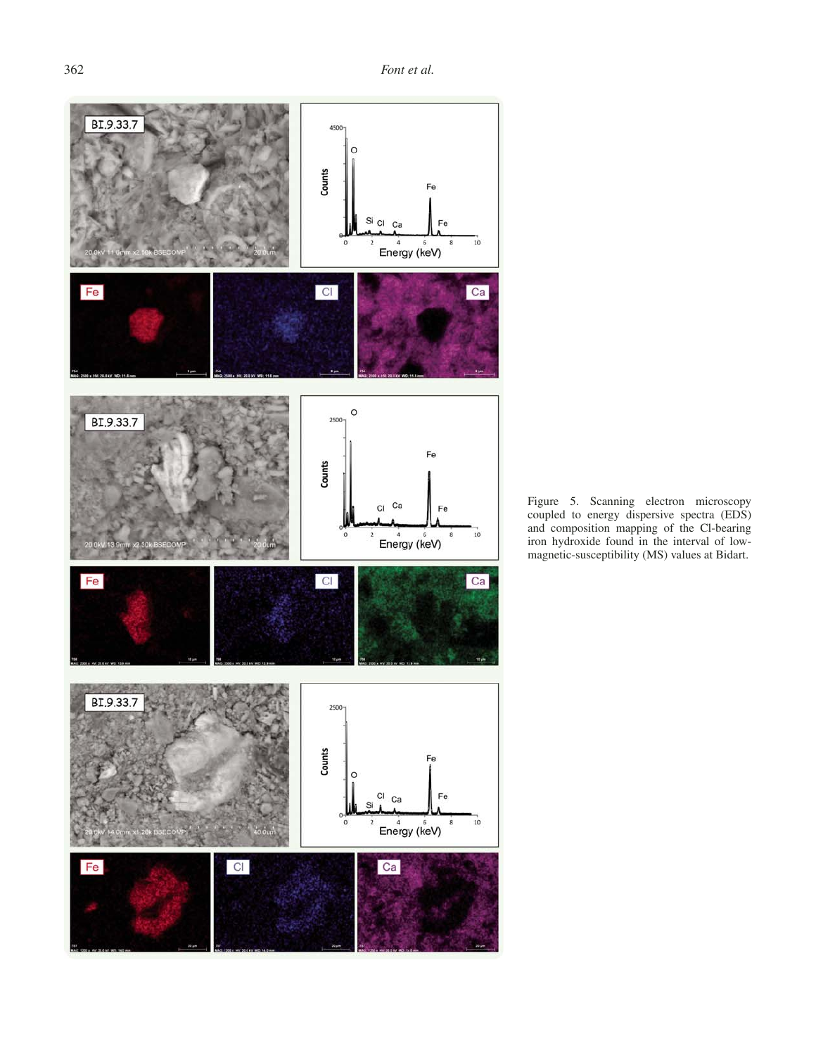Figure 5. Scanning electron microscopy coupled to energy dispersive spectra (EDS) and composition mapping of the Cl-bearing iron hydroxide found in the interval of low-magnetic-susceptibility (MS) values at Bidart.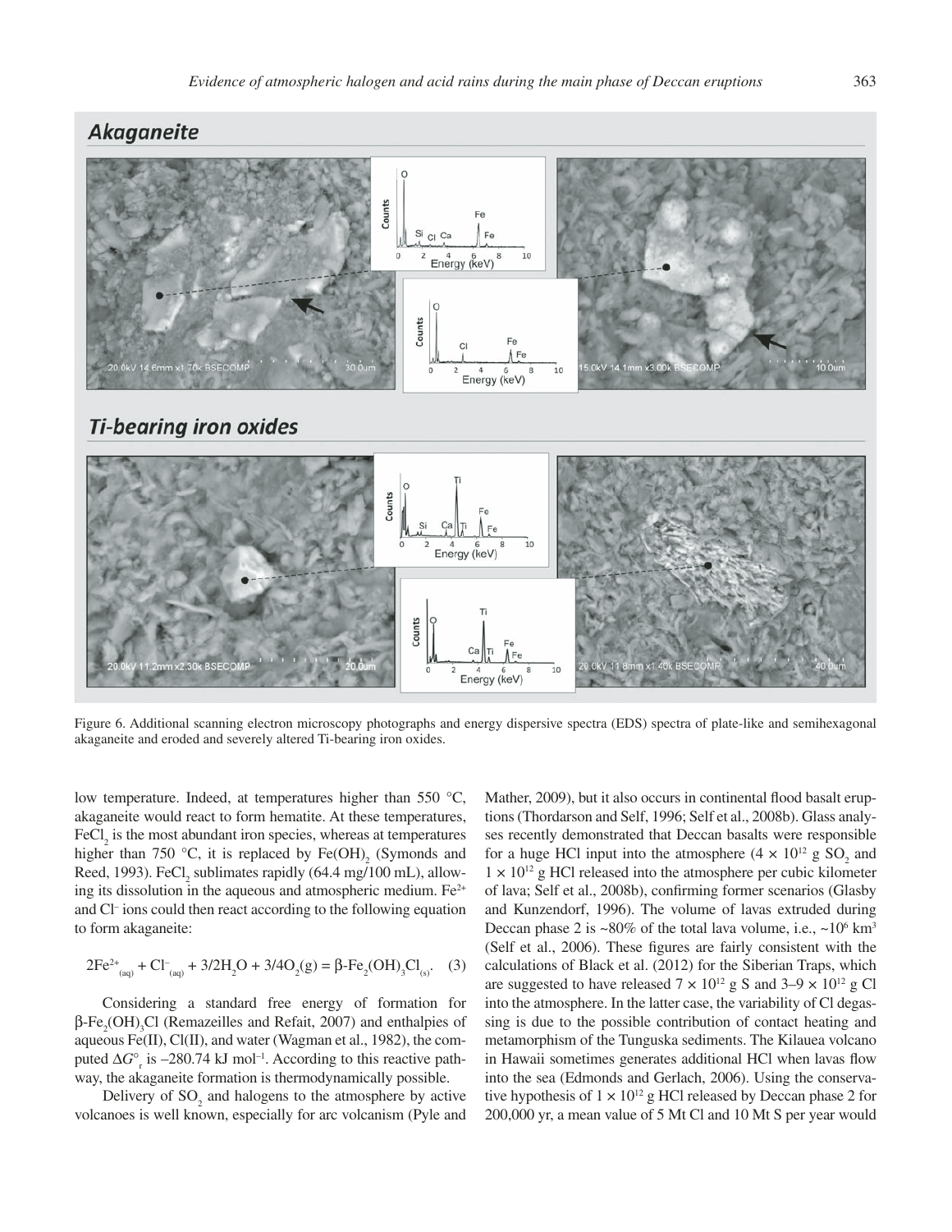Figure 6. Additional scanning electron microscopy photographs and energy dispersive spectra (EDS) spectra of plate-like and semihexagonal akaganeite and eroded and severely altered Ti-bearing iron oxides.

low temperature. Indeed, at temperatures higher than 550 °C, akaganeite would react to form hematite. At these temperatures, $FeCl_2$ is the most abundant iron species, whereas at temperatures higher than 750 °C, it is replaced by $Fe(OH)_2$ (Symonds and Reed, 1993). $FeCl_2$ sublimates rapidly (64.4 mg/100 mL), allowing its dissolution in the aqueous and atmospheric medium. $Fe^{2+}$ and $Cl^-$ ions could then react according to the following equation to form akaganeite:

$$2Fe^{2+}_{(aq)} + Cl^-_{(aq)} + 3/2H_2O + 3/4O_2(g) = \beta\text{-}Fe_2(OH)_3Cl_{(s)}. \quad (3)$$

Considering a standard free energy of formation for $\beta$-$Fe_2(OH)_3Cl$ (Remazeilles and Refait, 2007) and enthalpies of aqueous Fe(II), Cl(II), and water (Wagman et al., 1982), the computed $\Delta G^\circ_r$ is –280.74 kJ mol$^{-1}$. According to this reactive pathway, the akaganeite formation is thermodynamically possible.

Delivery of $SO_2$ and halogens to the atmosphere by active volcanoes is well known, especially for arc volcanism (Pyle and Mather, 2009), but it also occurs in continental flood basalt eruptions (Thordarson and Self, 1996; Self et al., 2008b). Glass analyses recently demonstrated that Deccan basalts were responsible for a huge HCl input into the atmosphere ($4 \times 10^{12}$ g $SO_2$ and $1 \times 10^{12}$ g HCl released into the atmosphere per cubic kilometer of lava; Self et al., 2008b), confirming former scenarios (Glasby and Kunzendorf, 1996). The volume of lavas extruded during Deccan phase 2 is ~80% of the total lava volume, i.e., ~$10^6$ km$^3$ (Self et al., 2006). These figures are fairly consistent with the calculations of Black et al. (2012) for the Siberian Traps, which are suggested to have released $7 \times 10^{12}$ g S and 3–9 $\times 10^{12}$ g Cl into the atmosphere. In the latter case, the variability of Cl degassing is due to the possible contribution of contact heating and metamorphism of the Tunguska sediments. The Kilauea volcano in Hawaii sometimes generates additional HCl when lavas flow into the sea (Edmonds and Gerlach, 2006). Using the conservative hypothesis of $1 \times 10^{12}$ g HCl released by Deccan phase 2 for 200,000 yr, a mean value of 5 Mt Cl and 10 Mt S per year would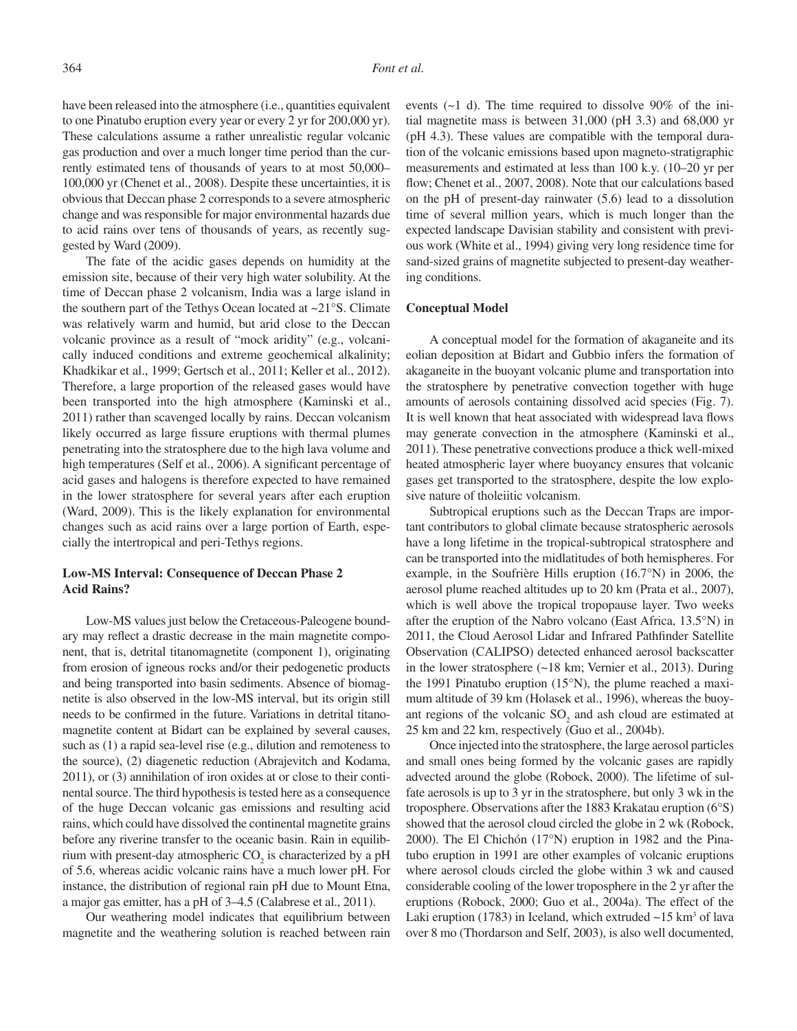have been released into the atmosphere (i.e., quantities equivalent to one Pinatubo eruption every year or every 2 yr for 200,000 yr). These calculations assume a rather unrealistic regular volcanic gas production and over a much longer time period than the currently estimated tens of thousands of years to at most 50,000–100,000 yr (Chenet et al., 2008). Despite these uncertainties, it is obvious that Deccan phase 2 corresponds to a severe atmospheric change and was responsible for major environmental hazards due to acid rains over tens of thousands of years, as recently suggested by Ward (2009).

The fate of the acidic gases depends on humidity at the emission site, because of their very high water solubility. At the time of Deccan phase 2 volcanism, India was a large island in the southern part of the Tethys Ocean located at ~21°S. Climate was relatively warm and humid, but arid close to the Deccan volcanic province as a result of "mock aridity" (e.g., volcanically induced conditions and extreme geochemical alkalinity; Khadkikar et al., 1999; Gertsch et al., 2011; Keller et al., 2012). Therefore, a large proportion of the released gases would have been transported into the high atmosphere (Kaminski et al., 2011) rather than scavenged locally by rains. Deccan volcanism likely occurred as large fissure eruptions with thermal plumes penetrating into the stratosphere due to the high lava volume and high temperatures (Self et al., 2006). A significant percentage of acid gases and halogens is therefore expected to have remained in the lower stratosphere for several years after each eruption (Ward, 2009). This is the likely explanation for environmental changes such as acid rains over a large portion of Earth, especially the intertropical and peri-Tethys regions.

### Low-MS Interval: Consequence of Deccan Phase 2 Acid Rains?

Low-MS values just below the Cretaceous-Paleogene boundary may reflect a drastic decrease in the main magnetite component, that is, detrital titanomagnetite (component 1), originating from erosion of igneous rocks and/or their pedogenetic products and being transported into basin sediments. Absence of biomagnetite is also observed in the low-MS interval, but its origin still needs to be confirmed in the future. Variations in detrital titanomagnetite content at Bidart can be explained by several causes, such as (1) a rapid sea-level rise (e.g., dilution and remoteness to the source), (2) diagenetic reduction (Abrajevitch and Kodama, 2011), or (3) annihilation of iron oxides at or close to their continental source. The third hypothesis is tested here as a consequence of the huge Deccan volcanic gas emissions and resulting acid rains, which could have dissolved the continental magnetite grains before any riverine transfer to the oceanic basin. Rain in equilibrium with present-day atmospheric $CO_2$ is characterized by a pH of 5.6, whereas acidic volcanic rains have a much lower pH. For instance, the distribution of regional rain pH due to Mount Etna, a major gas emitter, has a pH of 3–4.5 (Calabrese et al., 2011).

Our weathering model indicates that equilibrium between magnetite and the weathering solution is reached between rain events (~1 d). The time required to dissolve 90% of the initial magnetite mass is between 31,000 (pH 3.3) and 68,000 yr (pH 4.3). These values are compatible with the temporal duration of the volcanic emissions based upon magneto-stratigraphic measurements and estimated at less than 100 k.y. (10–20 yr per flow; Chenet et al., 2007, 2008). Note that our calculations based on the pH of present-day rainwater (5.6) lead to a dissolution time of several million years, which is much longer than the expected landscape Davisian stability and consistent with previous work (White et al., 1994) giving very long residence time for sand-sized grains of magnetite subjected to present-day weathering conditions.

### Conceptual Model

A conceptual model for the formation of akaganeite and its eolian deposition at Bidart and Gubbio infers the formation of akaganeite in the buoyant volcanic plume and transportation into the stratosphere by penetrative convection together with huge amounts of aerosols containing dissolved acid species (Fig. 7). It is well known that heat associated with widespread lava flows may generate convection in the atmosphere (Kaminski et al., 2011). These penetrative convections produce a thick well-mixed heated atmospheric layer where buoyancy ensures that volcanic gases get transported to the stratosphere, despite the low explosive nature of tholeiitic volcanism.

Subtropical eruptions such as the Deccan Traps are important contributors to global climate because stratospheric aerosols have a long lifetime in the tropical-subtropical stratosphere and can be transported into the midlatitudes of both hemispheres. For example, in the Soufrière Hills eruption (16.7°N) in 2006, the aerosol plume reached altitudes up to 20 km (Prata et al., 2007), which is well above the tropical tropopause layer. Two weeks after the eruption of the Nabro volcano (East Africa, 13.5°N) in 2011, the Cloud Aerosol Lidar and Infrared Pathfinder Satellite Observation (CALIPSO) detected enhanced aerosol backscatter in the lower stratosphere (~18 km; Vernier et al., 2013). During the 1991 Pinatubo eruption (15°N), the plume reached a maximum altitude of 39 km (Holasek et al., 1996), whereas the buoyant regions of the volcanic $SO_2$ and ash cloud are estimated at 25 km and 22 km, respectively (Guo et al., 2004b).

Once injected into the stratosphere, the large aerosol particles and small ones being formed by the volcanic gases are rapidly advected around the globe (Robock, 2000). The lifetime of sulfate aerosols is up to 3 yr in the stratosphere, but only 3 wk in the troposphere. Observations after the 1883 Krakatau eruption (6°S) showed that the aerosol cloud circled the globe in 2 wk (Robock, 2000). The El Chichón (17°N) eruption in 1982 and the Pinatubo eruption in 1991 are other examples of volcanic eruptions where aerosol clouds circled the globe within 3 wk and caused considerable cooling of the lower troposphere in the 2 yr after the eruptions (Robock, 2000; Guo et al., 2004a). The effect of the Laki eruption (1783) in Iceland, which extruded ~15 km$^3$ of lava over 8 mo (Thordarson and Self, 2003), is also well documented,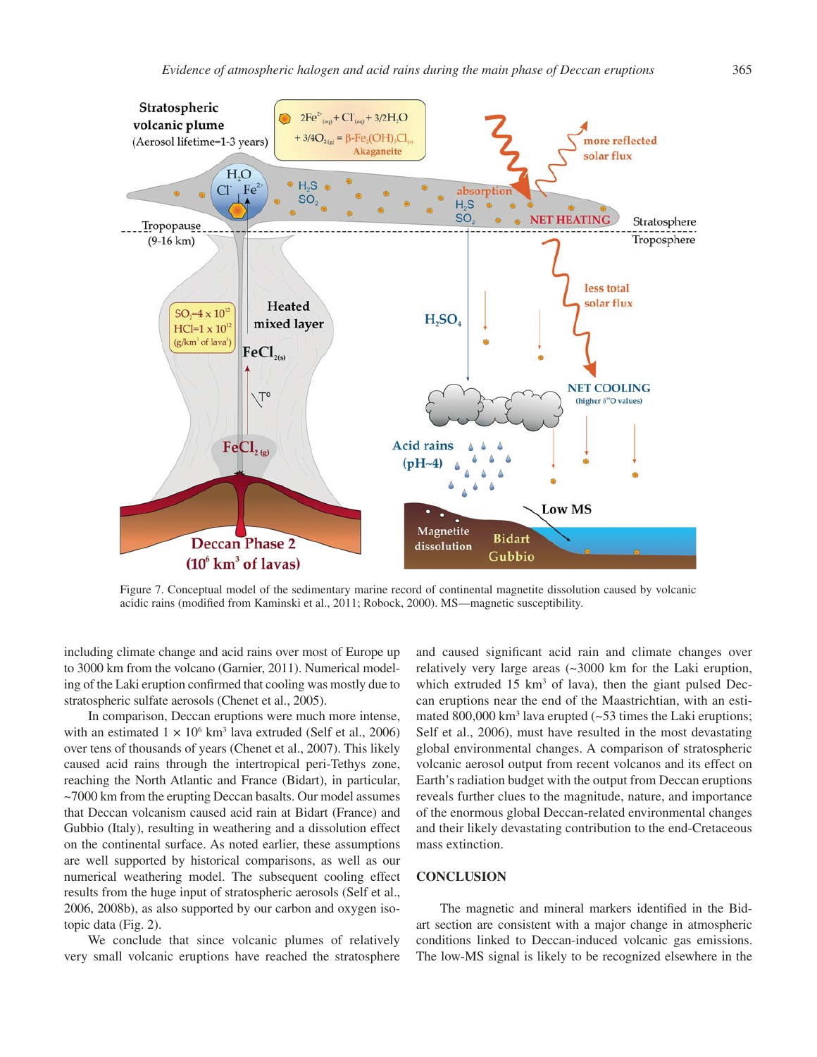Figure 7. Conceptual model of the sedimentary marine record of continental magnetite dissolution caused by volcanic acidic rains (modified from Kaminski et al., 2011; Robock, 2000). MS—magnetic susceptibility.

including climate change and acid rains over most of Europe up to 3000 km from the volcano (Garnier, 2011). Numerical modeling of the Laki eruption confirmed that cooling was mostly due to stratospheric sulfate aerosols (Chenet et al., 2005).

In comparison, Deccan eruptions were much more intense, with an estimated $1 \times 10^6$ km$^3$ lava extruded (Self et al., 2006) over tens of thousands of years (Chenet et al., 2007). This likely caused acid rains through the intertropical peri-Tethys zone, reaching the North Atlantic and France (Bidart), in particular, ~7000 km from the erupting Deccan basalts. Our model assumes that Deccan volcanism caused acid rain at Bidart (France) and Gubbio (Italy), resulting in weathering and a dissolution effect on the continental surface. As noted earlier, these assumptions are well supported by historical comparisons, as well as our numerical weathering model. The subsequent cooling effect results from the huge input of stratospheric aerosols (Self et al., 2006, 2008b), as also supported by our carbon and oxygen isotopic data (Fig. 2).

We conclude that since volcanic plumes of relatively very small volcanic eruptions have reached the stratosphere and caused significant acid rain and climate changes over relatively very large areas (~3000 km for the Laki eruption, which extruded 15 km$^3$ of lava), then the giant pulsed Deccan eruptions near the end of the Maastrichtian, with an estimated 800,000 km$^3$ lava erupted (~53 times the Laki eruptions; Self et al., 2006), must have resulted in the most devastating global environmental changes. A comparison of stratospheric volcanic aerosol output from recent volcanos and its effect on Earth's radiation budget with the output from Deccan eruptions reveals further clues to the magnitude, nature, and importance of the enormous global Deccan-related environmental changes and their likely devastating contribution to the end-Cretaceous mass extinction.

## CONCLUSION

The magnetic and mineral markers identified in the Bidart section are consistent with a major change in atmospheric conditions linked to Deccan-induced volcanic gas emissions. The low-MS signal is likely to be recognized elsewhere in the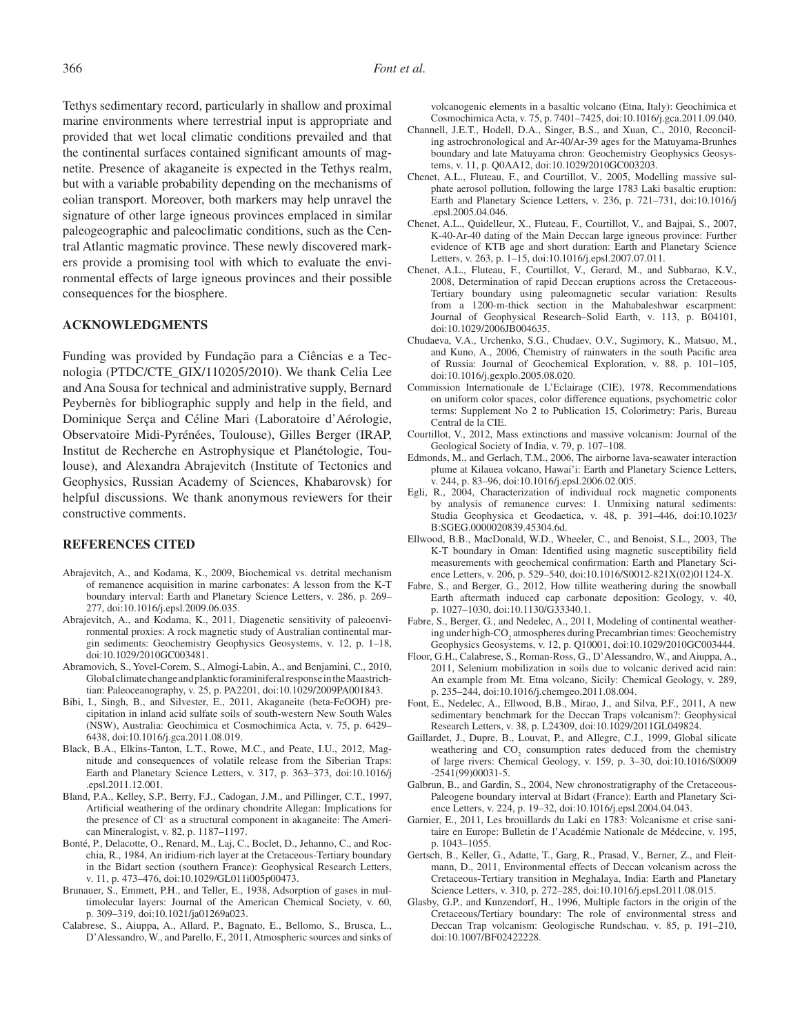Tethys sedimentary record, particularly in shallow and proximal marine environments where terrestrial input is appropriate and provided that wet local climatic conditions prevailed and that the continental surfaces contained significant amounts of magnetite. Presence of akaganeite is expected in the Tethys realm, but with a variable probability depending on the mechanisms of eolian transport. Moreover, both markers may help unravel the signature of other large igneous provinces emplaced in similar paleogeographic and paleoclimatic conditions, such as the Central Atlantic magmatic province. These newly discovered markers provide a promising tool with which to evaluate the environmental effects of large igneous provinces and their possible consequences for the biosphere.

## ACKNOWLEDGMENTS

Funding was provided by Fundação para a Ciências e a Tecnologia (PTDC/CTE_GIX/110205/2010). We thank Celia Lee and Ana Sousa for technical and administrative supply, Bernard Peybernès for bibliographic supply and help in the field, and Dominique Serça and Céline Mari (Laboratoire d'Aérologie, Observatoire Midi-Pyrénées, Toulouse), Gilles Berger (IRAP, Institut de Recherche en Astrophysique et Planétologie, Toulouse), and Alexandra Abrajevitch (Institute of Tectonics and Geophysics, Russian Academy of Sciences, Khabarovsk) for helpful discussions. We thank anonymous reviewers for their constructive comments.

## REFERENCES CITED

Abrajevitch, A., and Kodama, K., 2009, Biochemical vs. detrital mechanism of remanence acquisition in marine carbonates: A lesson from the K-T boundary interval: Earth and Planetary Science Letters, v. 286, p. 269–277, doi:10.1016/j.epsl.2009.06.035.

Abrajevitch, A., and Kodama, K., 2011, Diagenetic sensitivity of paleoenvironmental proxies: A rock magnetic study of Australian continental margin sediments: Geochemistry Geophysics Geosystems, v. 12, p. 1–18, doi:10.1029/2010GC003481.

Abramovich, S., Yovel-Corem, S., Almogi-Labin, A., and Benjamini, C., 2010, Global climate change and planktic foraminiferal response in the Maastrichtian: Paleoceanography, v. 25, p. PA2201, doi:10.1029/2009PA001843.

Bibi, I., Singh, B., and Silvester, E., 2011, Akaganeite (beta-FeOOH) precipitation in inland acid sulfate soils of south-western New South Wales (NSW), Australia: Geochimica et Cosmochimica Acta, v. 75, p. 6429–6438, doi:10.1016/j.gca.2011.08.019.

Black, B.A., Elkins-Tanton, L.T., Rowe, M.C., and Peate, I.U., 2012, Magnitude and consequences of volatile release from the Siberian Traps: Earth and Planetary Science Letters, v. 317, p. 363–373, doi:10.1016/j.epsl.2011.12.001.

Bland, P.A., Kelley, S.P., Berry, F.J., Cadogan, J.M., and Pillinger, C.T., 1997, Artificial weathering of the ordinary chondrite Allegan: Implications for the presence of $Cl^-$ as a structural component in akaganeite: The American Mineralogist, v. 82, p. 1187–1197.

Bonté, P., Delacotte, O., Renard, M., Laj, C., Boclet, D., Jehanno, C., and Rocchia, R., 1984, An iridium-rich layer at the Cretaceous-Tertiary boundary in the Bidart section (southern France): Geophysical Research Letters, v. 11, p. 473–476, doi:10.1029/GL011i005p00473.

Brunauer, S., Emmett, P.H., and Teller, E., 1938, Adsorption of gases in multimolecular layers: Journal of the American Chemical Society, v. 60, p. 309–319, doi:10.1021/ja01269a023.

Calabrese, S., Aiuppa, A., Allard, P., Bagnato, E., Bellomo, S., Brusca, L., D'Alessandro, W., and Parello, F., 2011, Atmospheric sources and sinks of volcanogenic elements in a basaltic volcano (Etna, Italy): Geochimica et Cosmochimica Acta, v. 75, p. 7401–7425, doi:10.1016/j.gca.2011.09.040.

Channell, J.E.T., Hodell, D.A., Singer, B.S., and Xuan, C., 2010, Reconciling astrochronological and Ar-40/Ar-39 ages for the Matuyama-Brunhes boundary and late Matuyama chron: Geochemistry Geophysics Geosystems, v. 11, p. Q0AA12, doi:10.1029/2010GC003203.

Chenet, A.L., Fluteau, F., and Courtillot, V., 2005, Modelling massive sulphate aerosol pollution, following the large 1783 Laki basaltic eruption: Earth and Planetary Science Letters, v. 236, p. 721–731, doi:10.1016/j.epsl.2005.04.046.

Chenet, A.L., Quidelleur, X., Fluteau, F., Courtillot, V., and Bajpai, S., 2007, K-40-Ar-40 dating of the Main Deccan large igneous province: Further evidence of KTB age and short duration: Earth and Planetary Science Letters, v. 263, p. 1–15, doi:10.1016/j.epsl.2007.07.011.

Chenet, A.L., Fluteau, F., Courtillot, V., Gerard, M., and Subbarao, K.V., 2008, Determination of rapid Deccan eruptions across the Cretaceous-Tertiary boundary using paleomagnetic secular variation: Results from a 1200-m-thick section in the Mahabaleshwar escarpment: Journal of Geophysical Research–Solid Earth, v. 113, p. B04101, doi:10.1029/2006JB004635.

Chudaeva, V.A., Urchenko, S.G., Chudaev, O.V., Sugimory, K., Matsuo, M., and Kuno, A., 2006, Chemistry of rainwaters in the south Pacific area of Russia: Journal of Geochemical Exploration, v. 88, p. 101–105, doi:10.1016/j.gexplo.2005.08.020.

Commission Internationale de L'Eclairage (CIE), 1978, Recommendations on uniform color spaces, color difference equations, psychometric color terms: Supplement No 2 to Publication 15, Colorimetry: Paris, Bureau Central de la CIE.

Courtillot, V., 2012, Mass extinctions and massive volcanism: Journal of the Geological Society of India, v. 79, p. 107–108.

Edmonds, M., and Gerlach, T.M., 2006, The airborne lava-seawater interaction plume at Kilauea volcano, Hawai'i: Earth and Planetary Science Letters, v. 244, p. 83–96, doi:10.1016/j.epsl.2006.02.005.

Egli, R., 2004, Characterization of individual rock magnetic components by analysis of remanence curves: 1. Unmixing natural sediments: Studia Geophysica et Geodaetica, v. 48, p. 391–446, doi:10.1023/B:SGEG.0000020839.45304.6d.

Ellwood, B.B., MacDonald, W.D., Wheeler, C., and Benoist, S.L., 2003, The K-T boundary in Oman: Identified using magnetic susceptibility field measurements with geochemical confirmation: Earth and Planetary Science Letters, v. 206, p. 529–540, doi:10.1016/S0012-821X(02)01124-X.

Fabre, S., and Berger, G., 2012, How tillite weathering during the snowball Earth aftermath induced cap carbonate deposition: Geology, v. 40, p. 1027–1030, doi:10.1130/G33340.1.

Fabre, S., Berger, G., and Nedelec, A., 2011, Modeling of continental weathering under high-$CO_2$ atmospheres during Precambrian times: Geochemistry Geophysics Geosystems, v. 12, p. Q10001, doi:10.1029/2010GC003444.

Floor, G.H., Calabrese, S., Roman-Ross, G., D'Alessandro, W., and Aiuppa, A., 2011, Selenium mobilization in soils due to volcanic derived acid rain: An example from Mt. Etna volcano, Sicily: Chemical Geology, v. 289, p. 235–244, doi:10.1016/j.chemgeo.2011.08.004.

Font, E., Nedelec, A., Ellwood, B.B., Mirao, J., and Silva, P.F., 2011, A new sedimentary benchmark for the Deccan Traps volcanism?: Geophysical Research Letters, v. 38, p. L24309, doi:10.1029/2011GL049824.

Gaillardet, J., Dupre, B., Louvat, P., and Allegre, C.J., 1999, Global silicate weathering and $CO_2$ consumption rates deduced from the chemistry of large rivers: Chemical Geology, v. 159, p. 3–30, doi:10.1016/S0009-2541(99)00031-5.

Galbrun, B., and Gardin, S., 2004, New chronostratigraphy of the Cretaceous-Paleogene boundary interval at Bidart (France): Earth and Planetary Science Letters, v. 224, p. 19–32, doi:10.1016/j.epsl.2004.04.043.

Garnier, E., 2011, Les brouillards du Laki en 1783: Volcanisme et crise sanitaire en Europe: Bulletin de l'Académie Nationale de Médecine, v. 195, p. 1043–1055.

Gertsch, B., Keller, G., Adatte, T., Garg, R., Prasad, V., Berner, Z., and Fleitmann, D., 2011, Environmental effects of Deccan volcanism across the Cretaceous-Tertiary transition in Meghalaya, India: Earth and Planetary Science Letters, v. 310, p. 272–285, doi:10.1016/j.epsl.2011.08.015.

Glasby, G.P., and Kunzendorf, H., 1996, Multiple factors in the origin of the Cretaceous/Tertiary boundary: The role of environmental stress and Deccan Trap volcanism: Geologische Rundschau, v. 85, p. 191–210, doi:10.1007/BF02422228.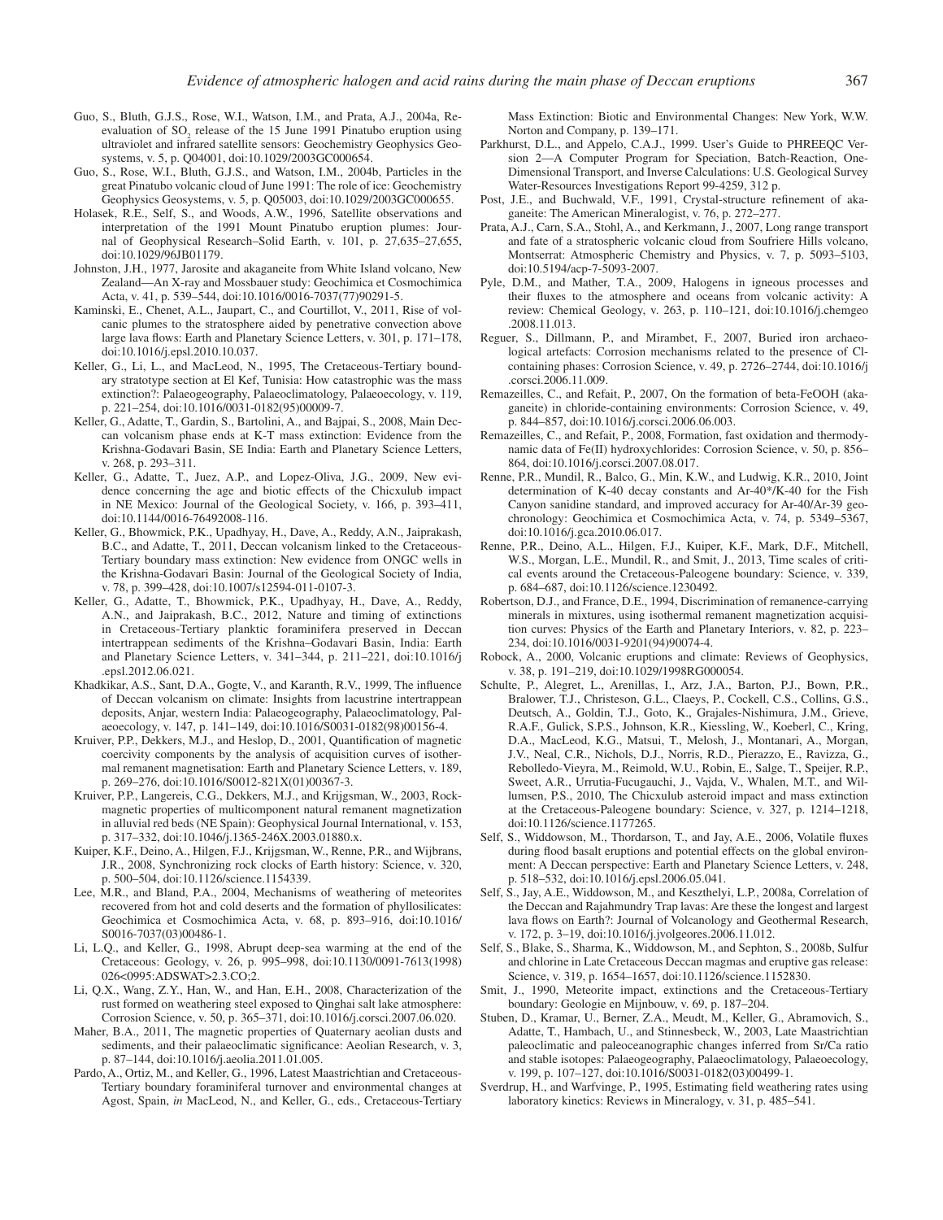Guo, S., Bluth, G.J.S., Rose, W.I., Watson, I.M., and Prata, A.J., 2004a, Re-evaluation of $SO_2$ release of the 15 June 1991 Pinatubo eruption using ultraviolet and infrared satellite sensors: Geochemistry Geophysics Geosystems, v. 5, p. Q04001, doi:10.1029/2003GC000654.

Guo, S., Rose, W.I., Bluth, G.J.S., and Watson, I.M., 2004b, Particles in the great Pinatubo volcanic cloud of June 1991: The role of ice: Geochemistry Geophysics Geosystems, v. 5, p. Q05003, doi:10.1029/2003GC000655.

Holasek, R.E., Self, S., and Woods, A.W., 1996, Satellite observations and interpretation of the 1991 Mount Pinatubo eruption plumes: Journal of Geophysical Research–Solid Earth, v. 101, p. 27,635–27,655, doi:10.1029/96JB01179.

Johnston, J.H., 1977, Jarosite and akaganeite from White Island volcano, New Zealand—An X-ray and Mossbauer study: Geochimica et Cosmochimica Acta, v. 41, p. 539–544, doi:10.1016/0016-7037(77)90291-5.

Kaminski, E., Chenet, A.L., Jaupart, C., and Courtillot, V., 2011, Rise of volcanic plumes to the stratosphere aided by penetrative convection above large lava flows: Earth and Planetary Science Letters, v. 301, p. 171–178, doi:10.1016/j.epsl.2010.10.037.

Keller, G., Li, L., and MacLeod, N., 1995, The Cretaceous-Tertiary boundary stratotype section at El Kef, Tunisia: How catastrophic was the mass extinction?: Palaeogeography, Palaeoclimatology, Palaeoecology, v. 119, p. 221–254, doi:10.1016/0031-0182(95)00009-7.

Keller, G., Adatte, T., Gardin, S., Bartolini, A., and Bajpai, S., 2008, Main Deccan volcanism phase ends at K-T mass extinction: Evidence from the Krishna-Godavari Basin, SE India: Earth and Planetary Science Letters, v. 268, p. 293–311.

Keller, G., Adatte, T., Juez, A.P., and Lopez-Oliva, J.G., 2009, New evidence concerning the age and biotic effects of the Chicxulub impact in NE Mexico: Journal of the Geological Society, v. 166, p. 393–411, doi:10.1144/0016-76492008-116.

Keller, G., Bhowmick, P.K., Upadhyay, H., Dave, A., Reddy, A.N., Jaiprakash, B.C., and Adatte, T., 2011, Deccan volcanism linked to the Cretaceous-Tertiary boundary mass extinction: New evidence from ONGC wells in the Krishna-Godavari Basin: Journal of the Geological Society of India, v. 78, p. 399–428, doi:10.1007/s12594-011-0107-3.

Keller, G., Adatte, T., Bhowmick, P.K., Upadhyay, H., Dave, A., Reddy, A.N., and Jaiprakash, B.C., 2012, Nature and timing of extinctions in Cretaceous-Tertiary planktic foraminifera preserved in Deccan intertrappean sediments of the Krishna–Godavari Basin, India: Earth and Planetary Science Letters, v. 341–344, p. 211–221, doi:10.1016/j.epsl.2012.06.021.

Khadkikar, A.S., Sant, D.A., Gogte, V., and Karanth, R.V., 1999, The influence of Deccan volcanism on climate: Insights from lacustrine intertrappean deposits, Anjar, western India: Palaeogeography, Palaeoclimatology, Palaeoecology, v. 147, p. 141–149, doi:10.1016/S0031-0182(98)00156-4.

Kruiver, P.P., Dekkers, M.J., and Heslop, D., 2001, Quantification of magnetic coercivity components by the analysis of acquisition curves of isothermal remanent magnetisation: Earth and Planetary Science Letters, v. 189, p. 269–276, doi:10.1016/S0012-821X(01)00367-3.

Kruiver, P.P., Langereis, C.G., Dekkers, M.J., and Krijgsman, W., 2003, Rock-magnetic properties of multicomponent natural remanent magnetization in alluvial red beds (NE Spain): Geophysical Journal International, v. 153, p. 317–332, doi:10.1046/j.1365-246X.2003.01880.x.

Kuiper, K.F., Deino, A., Hilgen, F.J., Krijgsman, W., Renne, P.R., and Wijbrans, J.R., 2008, Synchronizing rock clocks of Earth history: Science, v. 320, p. 500–504, doi:10.1126/science.1154339.

Lee, M.R., and Bland, P.A., 2004, Mechanisms of weathering of meteorites recovered from hot and cold deserts and the formation of phyllosilicates: Geochimica et Cosmochimica Acta, v. 68, p. 893–916, doi:10.1016/S0016-7037(03)00486-1.

Li, L.Q., and Keller, G., 1998, Abrupt deep-sea warming at the end of the Cretaceous: Geology, v. 26, p. 995–998, doi:10.1130/0091-7613(1998)026<0995:ADSWAT>2.3.CO;2.

Li, Q.X., Wang, Z.Y., Han, W., and Han, E.H., 2008, Characterization of the rust formed on weathering steel exposed to Qinghai salt lake atmosphere: Corrosion Science, v. 50, p. 365–371, doi:10.1016/j.corsci.2007.06.020.

Maher, B.A., 2011, The magnetic properties of Quaternary aeolian dusts and sediments, and their palaeoclimatic significance: Aeolian Research, v. 3, p. 87–144, doi:10.1016/j.aeolia.2011.01.005.

Pardo, A., Ortiz, M., and Keller, G., 1996, Latest Maastrichtian and Cretaceous-Tertiary boundary foraminiferal turnover and environmental changes at Agost, Spain, *in* MacLeod, N., and Keller, G., eds., Cretaceous-Tertiary Mass Extinction: Biotic and Environmental Changes: New York, W.W. Norton and Company, p. 139–171.

Parkhurst, D.L., and Appelo, C.A.J., 1999. User's Guide to PHREEQC Version 2—A Computer Program for Speciation, Batch-Reaction, One-Dimensional Transport, and Inverse Calculations: U.S. Geological Survey Water-Resources Investigations Report 99-4259, 312 p.

Post, J.E., and Buchwald, V.F., 1991, Crystal-structure refinement of akaganeite: The American Mineralogist, v. 76, p. 272–277.

Prata, A.J., Carn, S.A., Stohl, A., and Kerkmann, J., 2007, Long range transport and fate of a stratospheric volcanic cloud from Soufriere Hills volcano, Montserrat: Atmospheric Chemistry and Physics, v. 7, p. 5093–5103, doi:10.5194/acp-7-5093-2007.

Pyle, D.M., and Mather, T.A., 2009, Halogens in igneous processes and their fluxes to the atmosphere and oceans from volcanic activity: A review: Chemical Geology, v. 263, p. 110–121, doi:10.1016/j.chemgeo.2008.11.013.

Reguer, S., Dillmann, P., and Mirambet, F., 2007, Buried iron archaeological artefacts: Corrosion mechanisms related to the presence of Cl-containing phases: Corrosion Science, v. 49, p. 2726–2744, doi:10.1016/j.corsci.2006.11.009.

Remazeilles, C., and Refait, P., 2007, On the formation of beta-FeOOH (akaganeite) in chloride-containing environments: Corrosion Science, v. 49, p. 844–857, doi:10.1016/j.corsci.2006.06.003.

Remazeilles, C., and Refait, P., 2008, Formation, fast oxidation and thermodynamic data of Fe(II) hydroxychlorides: Corrosion Science, v. 50, p. 856–864, doi:10.1016/j.corsci.2007.08.017.

Renne, P.R., Mundil, R., Balco, G., Min, K.W., and Ludwig, K.R., 2010, Joint determination of K-40 decay constants and Ar-40\*/K-40 for the Fish Canyon sanidine standard, and improved accuracy for Ar-40/Ar-39 geochronology: Geochimica et Cosmochimica Acta, v. 74, p. 5349–5367, doi:10.1016/j.gca.2010.06.017.

Renne, P.R., Deino, A.L., Hilgen, F.J., Kuiper, K.F., Mark, D.F., Mitchell, W.S., Morgan, L.E., Mundil, R., and Smit, J., 2013, Time scales of critical events around the Cretaceous-Paleogene boundary: Science, v. 339, p. 684–687, doi:10.1126/science.1230492.

Robertson, D.J., and France, D.E., 1994, Discrimination of remanence-carrying minerals in mixtures, using isothermal remanent magnetization acquisition curves: Physics of the Earth and Planetary Interiors, v. 82, p. 223–234, doi:10.1016/0031-9201(94)90074-4.

Robock, A., 2000, Volcanic eruptions and climate: Reviews of Geophysics, v. 38, p. 191–219, doi:10.1029/1998RG000054.

Schulte, P., Alegret, L., Arenillas, I., Arz, J.A., Barton, P.J., Bown, P.R., Bralower, T.J., Christeson, G.L., Claeys, P., Cockell, C.S., Collins, G.S., Deutsch, A., Goldin, T.J., Goto, K., Grajales-Nishimura, J.M., Grieve, R.A.F., Gulick, S.P.S., Johnson, K.R., Kiessling, W., Koeberl, C., Kring, D.A., MacLeod, K.G., Matsui, T., Melosh, J., Montanari, A., Morgan, J.V., Neal, C.R., Nichols, D.J., Norris, R.D., Pierazzo, E., Ravizza, G., Rebolledo-Vieyra, M., Reimold, W.U., Robin, E., Salge, T., Speijer, R.P., Sweet, A.R., Urrutia-Fucugauchi, J., Vajda, V., Whalen, M.T., and Willumsen, P.S., 2010, The Chicxulub asteroid impact and mass extinction at the Cretaceous-Paleogene boundary: Science, v. 327, p. 1214–1218, doi:10.1126/science.1177265.

Self, S., Widdowson, M., Thordarson, T., and Jay, A.E., 2006, Volatile fluxes during flood basalt eruptions and potential effects on the global environment: A Deccan perspective: Earth and Planetary Science Letters, v. 248, p. 518–532, doi:10.1016/j.epsl.2006.05.041.

Self, S., Jay, A.E., Widdowson, M., and Keszthelyi, L.P., 2008a, Correlation of the Deccan and Rajahmundry Trap lavas: Are these the longest and largest lava flows on Earth?: Journal of Volcanology and Geothermal Research, v. 172, p. 3–19, doi:10.1016/j.jvolgeores.2006.11.012.

Self, S., Blake, S., Sharma, K., Widdowson, M., and Sephton, S., 2008b, Sulfur and chlorine in Late Cretaceous Deccan magmas and eruptive gas release: Science, v. 319, p. 1654–1657, doi:10.1126/science.1152830.

Smit, J., 1990, Meteorite impact, extinctions and the Cretaceous-Tertiary boundary: Geologie en Mijnbouw, v. 69, p. 187–204.

Stuben, D., Kramar, U., Berner, Z.A., Meudt, M., Keller, G., Abramovich, S., Adatte, T., Hambach, U., and Stinnesbeck, W., 2003, Late Maastrichtian paleoclimatic and paleoceanographic changes inferred from Sr/Ca ratio and stable isotopes: Palaeogeography, Palaeoclimatology, Palaeoecology, v. 199, p. 107–127, doi:10.1016/S0031-0182(03)00499-1.

Sverdrup, H., and Warfvinge, P., 1995, Estimating field weathering rates using laboratory kinetics: Reviews in Mineralogy, v. 31, p. 485–541.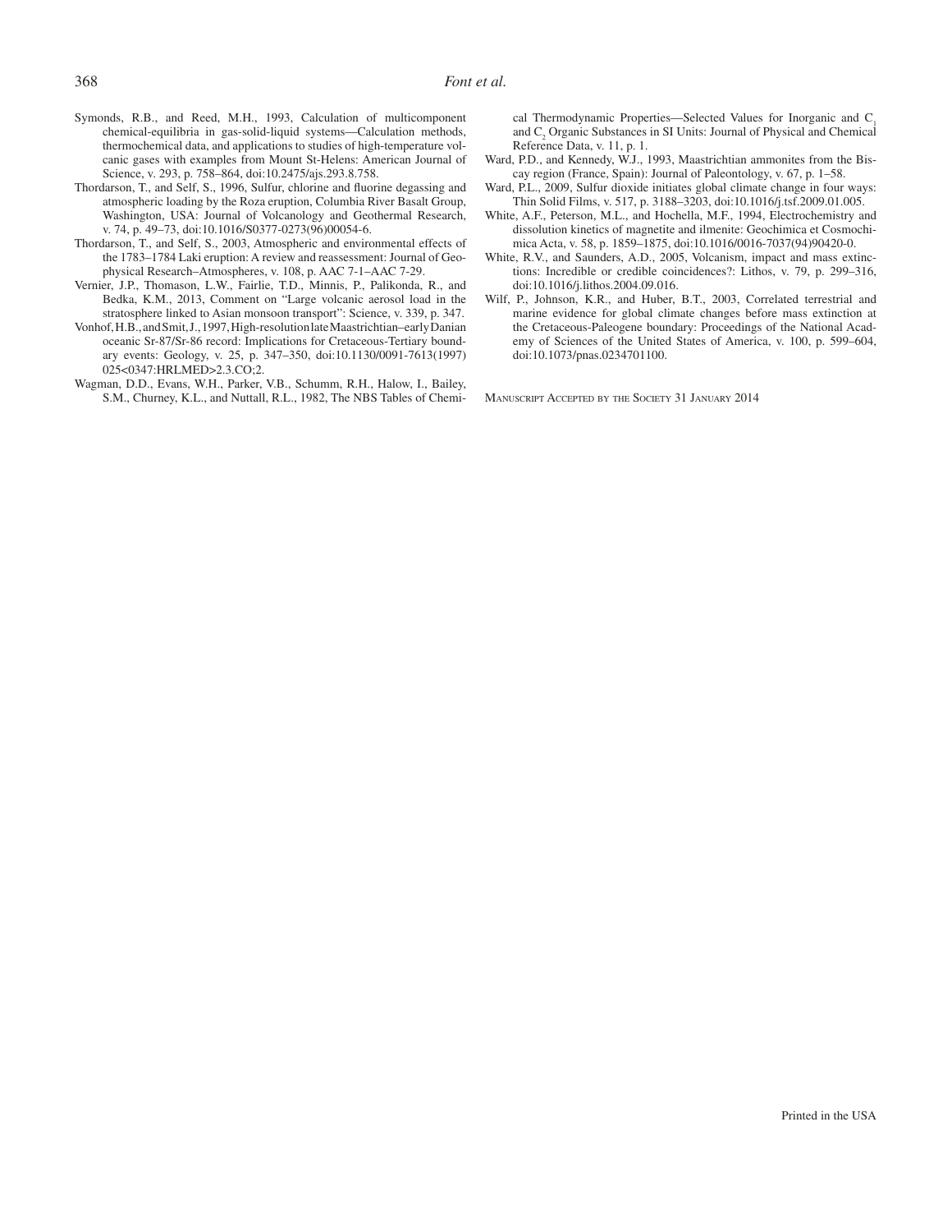Symonds, R.B., and Reed, M.H., 1993, Calculation of multicomponent chemical-equilibria in gas-solid-liquid systems—Calculation methods, thermochemical data, and applications to studies of high-temperature volcanic gases with examples from Mount St-Helens: American Journal of Science, v. 293, p. 758–864, doi:10.2475/ajs.293.8.758.

Thordarson, T., and Self, S., 1996, Sulfur, chlorine and fluorine degassing and atmospheric loading by the Roza eruption, Columbia River Basalt Group, Washington, USA: Journal of Volcanology and Geothermal Research, v. 74, p. 49–73, doi:10.1016/S0377-0273(96)00054-6.

Thordarson, T., and Self, S., 2003, Atmospheric and environmental effects of the 1783–1784 Laki eruption: A review and reassessment: Journal of Geophysical Research–Atmospheres, v. 108, p. AAC 7-1–AAC 7-29.

Vernier, J.P., Thomason, L.W., Fairlie, T.D., Minnis, P., Palikonda, R., and Bedka, K.M., 2013, Comment on "Large volcanic aerosol load in the stratosphere linked to Asian monsoon transport": Science, v. 339, p. 347.

Vonhof, H.B., and Smit, J., 1997, High-resolution late Maastrichtian–early Danian oceanic Sr-87/Sr-86 record: Implications for Cretaceous-Tertiary boundary events: Geology, v. 25, p. 347–350, doi:10.1130/0091-7613(1997)025<0347:HRLMED>2.3.CO;2.

Wagman, D.D., Evans, W.H., Parker, V.B., Schumm, R.H., Halow, I., Bailey, S.M., Churney, K.L., and Nuttall, R.L., 1982, The NBS Tables of Chemical Thermodynamic Properties—Selected Values for Inorganic and $C_1$ and $C_2$ Organic Substances in SI Units: Journal of Physical and Chemical Reference Data, v. 11, p. 1.

Ward, P.D., and Kennedy, W.J., 1993, Maastrichtian ammonites from the Biscay region (France, Spain): Journal of Paleontology, v. 67, p. 1–58.

Ward, P.L., 2009, Sulfur dioxide initiates global climate change in four ways: Thin Solid Films, v. 517, p. 3188–3203, doi:10.1016/j.tsf.2009.01.005.

White, A.F., Peterson, M.L., and Hochella, M.F., 1994, Electrochemistry and dissolution kinetics of magnetite and ilmenite: Geochimica et Cosmochimica Acta, v. 58, p. 1859–1875, doi:10.1016/0016-7037(94)90420-0.

White, R.V., and Saunders, A.D., 2005, Volcanism, impact and mass extinctions: Incredible or credible coincidences?: Lithos, v. 79, p. 299–316, doi:10.1016/j.lithos.2004.09.016.

Wilf, P., Johnson, K.R., and Huber, B.T., 2003, Correlated terrestrial and marine evidence for global climate changes before mass extinction at the Cretaceous-Paleogene boundary: Proceedings of the National Academy of Sciences of the United States of America, v. 100, p. 599–604, doi:10.1073/pnas.0234701100.

Manuscript Accepted by the Society 31 January 2014

Printed in the USA